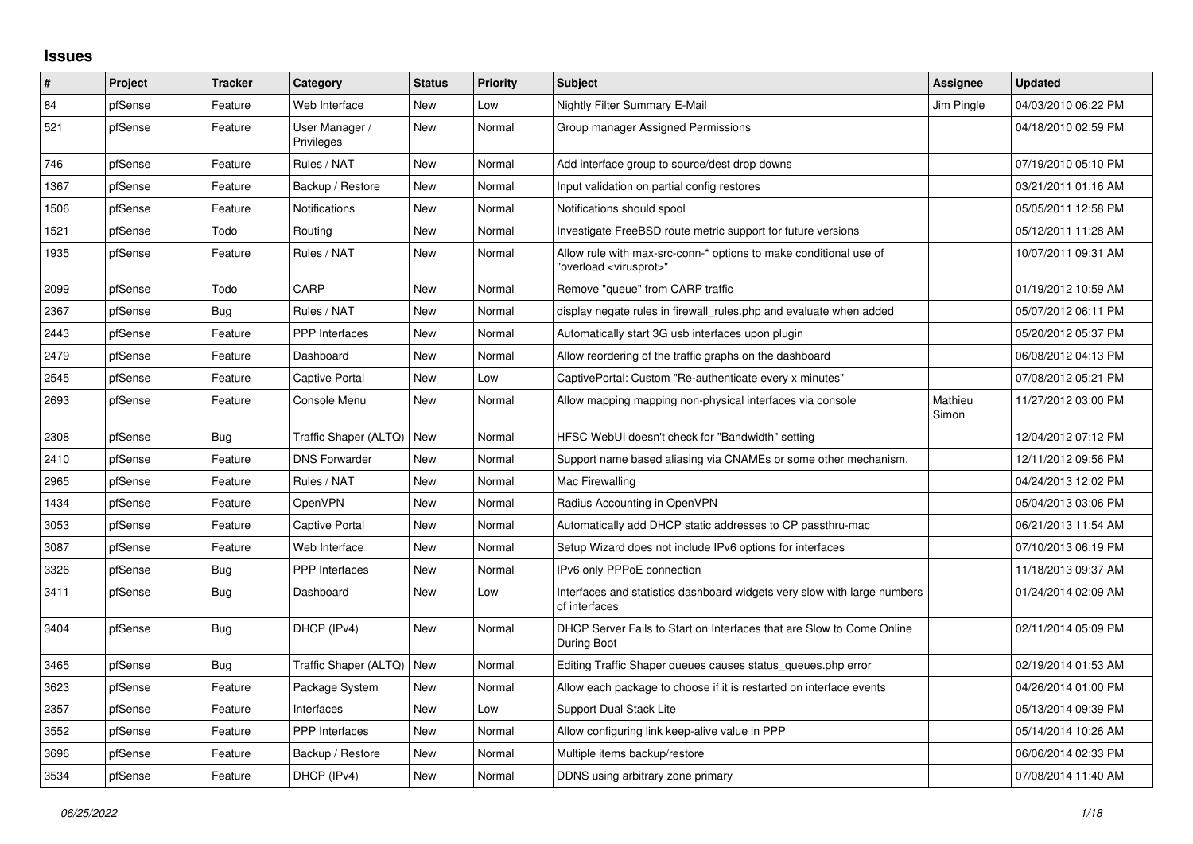## Issues

| # | Project | Tracker | Category | Status | Priority | Subject | Assignee | Updated |
|---|---|---|---|---|---|---|---|---|
| 84 | pfSense | Feature | Web Interface | New | Low | Nightly Filter Summary E-Mail | Jim Pingle | 04/03/2010 06:22 PM |
| 521 | pfSense | Feature | User Manager / Privileges | New | Normal | Group manager Assigned Permissions | | 04/18/2010 02:59 PM |
| 746 | pfSense | Feature | Rules / NAT | New | Normal | Add interface group to source/dest drop downs | | 07/19/2010 05:10 PM |
| 1367 | pfSense | Feature | Backup / Restore | New | Normal | Input validation on partial config restores | | 03/21/2011 01:16 AM |
| 1506 | pfSense | Feature | Notifications | New | Normal | Notifications should spool | | 05/05/2011 12:58 PM |
| 1521 | pfSense | Todo | Routing | New | Normal | Investigate FreeBSD route metric support for future versions | | 05/12/2011 11:28 AM |
| 1935 | pfSense | Feature | Rules / NAT | New | Normal | Allow rule with max-src-conn-* options to make conditional use of "overload <virusprot>" | | 10/07/2011 09:31 AM |
| 2099 | pfSense | Todo | CARP | New | Normal | Remove "queue" from CARP traffic | | 01/19/2012 10:59 AM |
| 2367 | pfSense | Bug | Rules / NAT | New | Normal | display negate rules in firewall_rules.php and evaluate when added | | 05/07/2012 06:11 PM |
| 2443 | pfSense | Feature | PPP Interfaces | New | Normal | Automatically start 3G usb interfaces upon plugin | | 05/20/2012 05:37 PM |
| 2479 | pfSense | Feature | Dashboard | New | Normal | Allow reordering of the traffic graphs on the dashboard | | 06/08/2012 04:13 PM |
| 2545 | pfSense | Feature | Captive Portal | New | Low | CaptivePortal: Custom "Re-authenticate every x minutes" | | 07/08/2012 05:21 PM |
| 2693 | pfSense | Feature | Console Menu | New | Normal | Allow mapping mapping non-physical interfaces via console | Mathieu Simon | 11/27/2012 03:00 PM |
| 2308 | pfSense | Bug | Traffic Shaper (ALTQ) | New | Normal | HFSC WebUI doesn't check for "Bandwidth" setting | | 12/04/2012 07:12 PM |
| 2410 | pfSense | Feature | DNS Forwarder | New | Normal | Support name based aliasing via CNAMEs or some other mechanism. | | 12/11/2012 09:56 PM |
| 2965 | pfSense | Feature | Rules / NAT | New | Normal | Mac Firewalling | | 04/24/2013 12:02 PM |
| 1434 | pfSense | Feature | OpenVPN | New | Normal | Radius Accounting in OpenVPN | | 05/04/2013 03:06 PM |
| 3053 | pfSense | Feature | Captive Portal | New | Normal | Automatically add DHCP static addresses to CP passthru-mac | | 06/21/2013 11:54 AM |
| 3087 | pfSense | Feature | Web Interface | New | Normal | Setup Wizard does not include IPv6 options for interfaces | | 07/10/2013 06:19 PM |
| 3326 | pfSense | Bug | PPP Interfaces | New | Normal | IPv6 only PPPoE connection | | 11/18/2013 09:37 AM |
| 3411 | pfSense | Bug | Dashboard | New | Low | Interfaces and statistics dashboard widgets very slow with large numbers of interfaces | | 01/24/2014 02:09 AM |
| 3404 | pfSense | Bug | DHCP (IPv4) | New | Normal | DHCP Server Fails to Start on Interfaces that are Slow to Come Online During Boot | | 02/11/2014 05:09 PM |
| 3465 | pfSense | Bug | Traffic Shaper (ALTQ) | New | Normal | Editing Traffic Shaper queues causes status_queues.php error | | 02/19/2014 01:53 AM |
| 3623 | pfSense | Feature | Package System | New | Normal | Allow each package to choose if it is restarted on interface events | | 04/26/2014 01:00 PM |
| 2357 | pfSense | Feature | Interfaces | New | Low | Support Dual Stack Lite | | 05/13/2014 09:39 PM |
| 3552 | pfSense | Feature | PPP Interfaces | New | Normal | Allow configuring link keep-alive value in PPP | | 05/14/2014 10:26 AM |
| 3696 | pfSense | Feature | Backup / Restore | New | Normal | Multiple items backup/restore | | 06/06/2014 02:33 PM |
| 3534 | pfSense | Feature | DHCP (IPv4) | New | Normal | DDNS using arbitrary zone primary | | 07/08/2014 11:40 AM |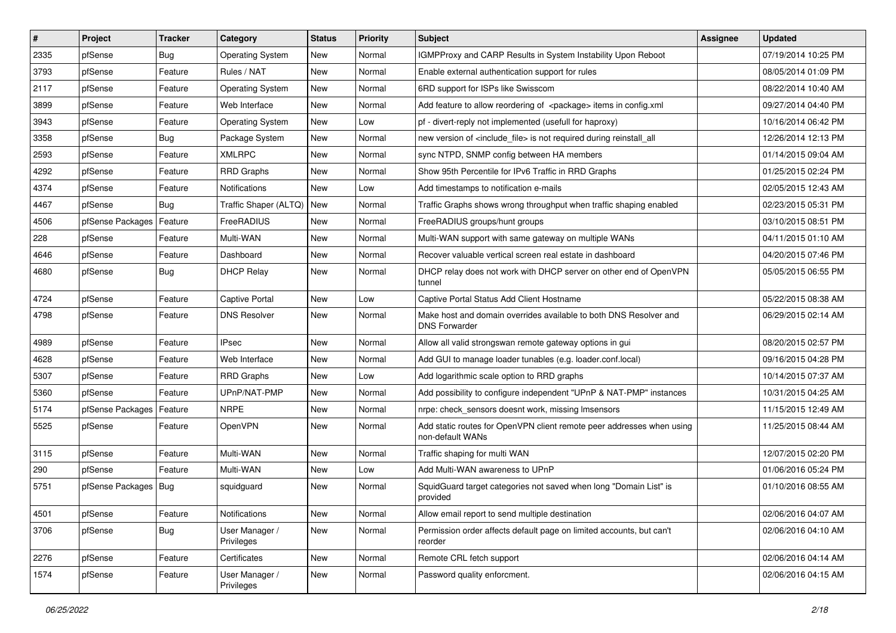| # | Project | Tracker | Category | Status | Priority | Subject | Assignee | Updated |
|---|---|---|---|---|---|---|---|---|
| 2335 | pfSense | Bug | Operating System | New | Normal | IGMPProxy and CARP Results in System Instability Upon Reboot | | 07/19/2014 10:25 PM |
| 3793 | pfSense | Feature | Rules / NAT | New | Normal | Enable external authentication support for rules | | 08/05/2014 01:09 PM |
| 2117 | pfSense | Feature | Operating System | New | Normal | 6RD support for ISPs like Swisscom | | 08/22/2014 10:40 AM |
| 3899 | pfSense | Feature | Web Interface | New | Normal | Add feature to allow reordering of <package> items in config.xml | | 09/27/2014 04:40 PM |
| 3943 | pfSense | Feature | Operating System | New | Low | pf - divert-reply not implemented (usefull for haproxy) | | 10/16/2014 06:42 PM |
| 3358 | pfSense | Bug | Package System | New | Normal | new version of <include_file> is not required during reinstall_all | | 12/26/2014 12:13 PM |
| 2593 | pfSense | Feature | XMLRPC | New | Normal | sync NTPD, SNMP config between HA members | | 01/14/2015 09:04 AM |
| 4292 | pfSense | Feature | RRD Graphs | New | Normal | Show 95th Percentile for IPv6 Traffic in RRD Graphs | | 01/25/2015 02:24 PM |
| 4374 | pfSense | Feature | Notifications | New | Low | Add timestamps to notification e-mails | | 02/05/2015 12:43 AM |
| 4467 | pfSense | Bug | Traffic Shaper (ALTQ) | New | Normal | Traffic Graphs shows wrong throughput when traffic shaping enabled | | 02/23/2015 05:31 PM |
| 4506 | pfSense Packages | Feature | FreeRADIUS | New | Normal | FreeRADIUS groups/hunt groups | | 03/10/2015 08:51 PM |
| 228 | pfSense | Feature | Multi-WAN | New | Normal | Multi-WAN support with same gateway on multiple WANs | | 04/11/2015 01:10 AM |
| 4646 | pfSense | Feature | Dashboard | New | Normal | Recover valuable vertical screen real estate in dashboard | | 04/20/2015 07:46 PM |
| 4680 | pfSense | Bug | DHCP Relay | New | Normal | DHCP relay does not work with DHCP server on other end of OpenVPN tunnel | | 05/05/2015 06:55 PM |
| 4724 | pfSense | Feature | Captive Portal | New | Low | Captive Portal Status Add Client Hostname | | 05/22/2015 08:38 AM |
| 4798 | pfSense | Feature | DNS Resolver | New | Normal | Make host and domain overrides available to both DNS Resolver and DNS Forwarder | | 06/29/2015 02:14 AM |
| 4989 | pfSense | Feature | IPsec | New | Normal | Allow all valid strongswan remote gateway options in gui | | 08/20/2015 02:57 PM |
| 4628 | pfSense | Feature | Web Interface | New | Normal | Add GUI to manage loader tunables (e.g. loader.conf.local) | | 09/16/2015 04:28 PM |
| 5307 | pfSense | Feature | RRD Graphs | New | Low | Add logarithmic scale option to RRD graphs | | 10/14/2015 07:37 AM |
| 5360 | pfSense | Feature | UPnP/NAT-PMP | New | Normal | Add possibility to configure independent "UPnP & NAT-PMP" instances | | 10/31/2015 04:25 AM |
| 5174 | pfSense Packages | Feature | NRPE | New | Normal | nrpe: check_sensors doesnt work, missing lmsensors | | 11/15/2015 12:49 AM |
| 5525 | pfSense | Feature | OpenVPN | New | Normal | Add static routes for OpenVPN client remote peer addresses when using non-default WANs | | 11/25/2015 08:44 AM |
| 3115 | pfSense | Feature | Multi-WAN | New | Normal | Traffic shaping for multi WAN | | 12/07/2015 02:20 PM |
| 290 | pfSense | Feature | Multi-WAN | New | Low | Add Multi-WAN awareness to UPnP | | 01/06/2016 05:24 PM |
| 5751 | pfSense Packages | Bug | squidguard | New | Normal | SquidGuard target categories not saved when long "Domain List" is provided | | 01/10/2016 08:55 AM |
| 4501 | pfSense | Feature | Notifications | New | Normal | Allow email report to send multiple destination | | 02/06/2016 04:07 AM |
| 3706 | pfSense | Bug | User Manager / Privileges | New | Normal | Permission order affects default page on limited accounts, but can't reorder | | 02/06/2016 04:10 AM |
| 2276 | pfSense | Feature | Certificates | New | Normal | Remote CRL fetch support | | 02/06/2016 04:14 AM |
| 1574 | pfSense | Feature | User Manager / Privileges | New | Normal | Password quality enforcment. | | 02/06/2016 04:15 AM |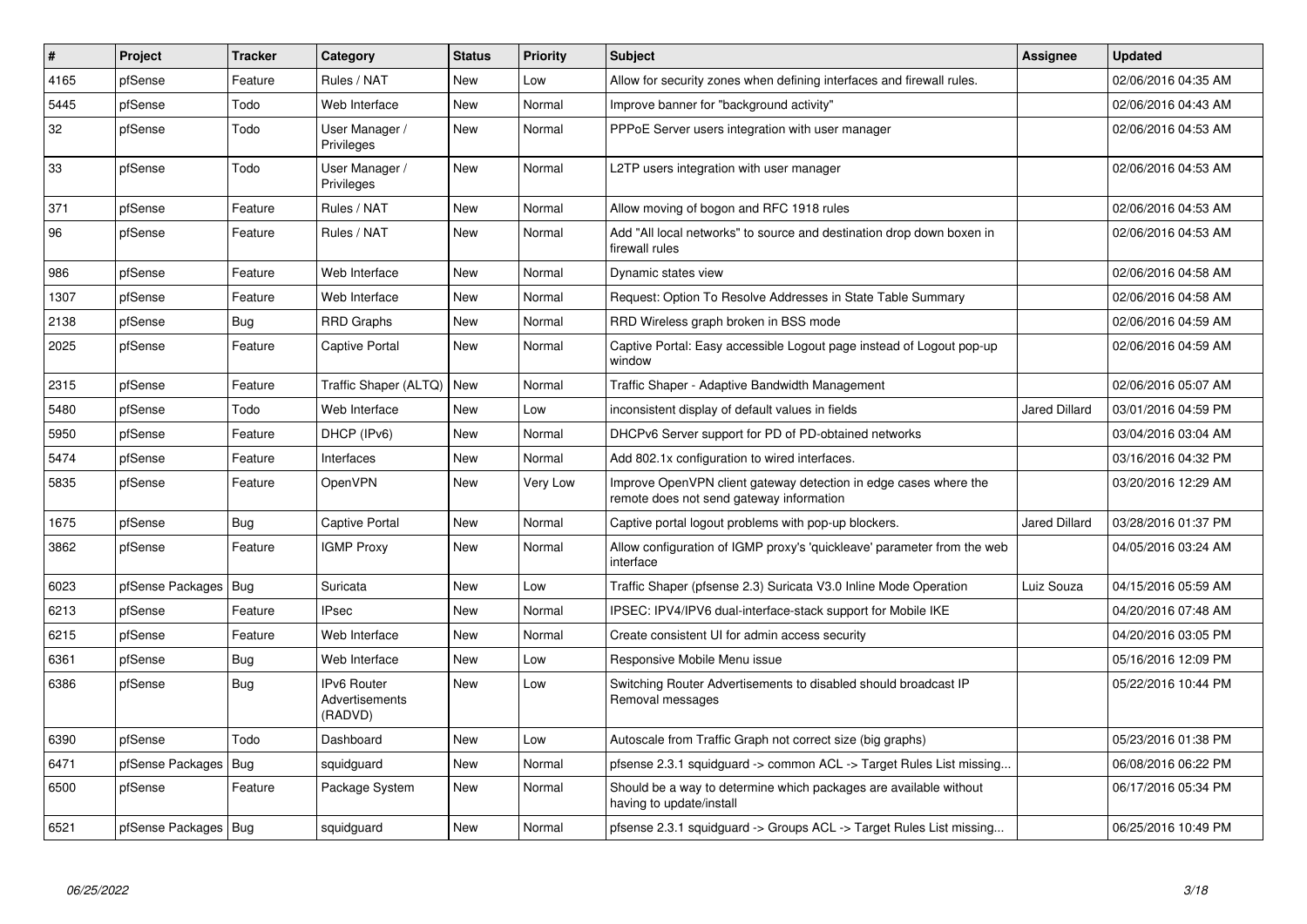| # | Project | Tracker | Category | Status | Priority | Subject | Assignee | Updated |
|---|---|---|---|---|---|---|---|---|
| 4165 | pfSense | Feature | Rules / NAT | New | Low | Allow for security zones when defining interfaces and firewall rules. | | 02/06/2016 04:35 AM |
| 5445 | pfSense | Todo | Web Interface | New | Normal | Improve banner for "background activity" | | 02/06/2016 04:43 AM |
| 32 | pfSense | Todo | User Manager / Privileges | New | Normal | PPPoE Server users integration with user manager | | 02/06/2016 04:53 AM |
| 33 | pfSense | Todo | User Manager / Privileges | New | Normal | L2TP users integration with user manager | | 02/06/2016 04:53 AM |
| 371 | pfSense | Feature | Rules / NAT | New | Normal | Allow moving of bogon and RFC 1918 rules | | 02/06/2016 04:53 AM |
| 96 | pfSense | Feature | Rules / NAT | New | Normal | Add "All local networks" to source and destination drop down boxen in firewall rules | | 02/06/2016 04:53 AM |
| 986 | pfSense | Feature | Web Interface | New | Normal | Dynamic states view | | 02/06/2016 04:58 AM |
| 1307 | pfSense | Feature | Web Interface | New | Normal | Request: Option To Resolve Addresses in State Table Summary | | 02/06/2016 04:58 AM |
| 2138 | pfSense | Bug | RRD Graphs | New | Normal | RRD Wireless graph broken in BSS mode | | 02/06/2016 04:59 AM |
| 2025 | pfSense | Feature | Captive Portal | New | Normal | Captive Portal: Easy accessible Logout page instead of Logout pop-up window | | 02/06/2016 04:59 AM |
| 2315 | pfSense | Feature | Traffic Shaper (ALTQ) | New | Normal | Traffic Shaper - Adaptive Bandwidth Management | | 02/06/2016 05:07 AM |
| 5480 | pfSense | Todo | Web Interface | New | Low | inconsistent display of default values in fields | Jared Dillard | 03/01/2016 04:59 PM |
| 5950 | pfSense | Feature | DHCP (IPv6) | New | Normal | DHCPv6 Server support for PD of PD-obtained networks | | 03/04/2016 03:04 AM |
| 5474 | pfSense | Feature | Interfaces | New | Normal | Add 802.1x configuration to wired interfaces. | | 03/16/2016 04:32 PM |
| 5835 | pfSense | Feature | OpenVPN | New | Very Low | Improve OpenVPN client gateway detection in edge cases where the remote does not send gateway information | | 03/20/2016 12:29 AM |
| 1675 | pfSense | Bug | Captive Portal | New | Normal | Captive portal logout problems with pop-up blockers. | Jared Dillard | 03/28/2016 01:37 PM |
| 3862 | pfSense | Feature | IGMP Proxy | New | Normal | Allow configuration of IGMP proxy's 'quickleave' parameter from the web interface | | 04/05/2016 03:24 AM |
| 6023 | pfSense Packages | Bug | Suricata | New | Low | Traffic Shaper (pfsense 2.3) Suricata V3.0 Inline Mode Operation | Luiz Souza | 04/15/2016 05:59 AM |
| 6213 | pfSense | Feature | IPsec | New | Normal | IPSEC: IPV4/IPV6 dual-interface-stack support for Mobile IKE | | 04/20/2016 07:48 AM |
| 6215 | pfSense | Feature | Web Interface | New | Normal | Create consistent UI for admin access security | | 04/20/2016 03:05 PM |
| 6361 | pfSense | Bug | Web Interface | New | Low | Responsive Mobile Menu issue | | 05/16/2016 12:09 PM |
| 6386 | pfSense | Bug | IPv6 Router Advertisements (RADVD) | New | Low | Switching Router Advertisements to disabled should broadcast IP Removal messages | | 05/22/2016 10:44 PM |
| 6390 | pfSense | Todo | Dashboard | New | Low | Autoscale from Traffic Graph not correct size (big graphs) | | 05/23/2016 01:38 PM |
| 6471 | pfSense Packages | Bug | squidguard | New | Normal | pfsense 2.3.1 squidguard -> common ACL -> Target Rules List missing... | | 06/08/2016 06:22 PM |
| 6500 | pfSense | Feature | Package System | New | Normal | Should be a way to determine which packages are available without having to update/install | | 06/17/2016 05:34 PM |
| 6521 | pfSense Packages | Bug | squidguard | New | Normal | pfsense 2.3.1 squidguard -> Groups ACL -> Target Rules List missing... | | 06/25/2016 10:49 PM |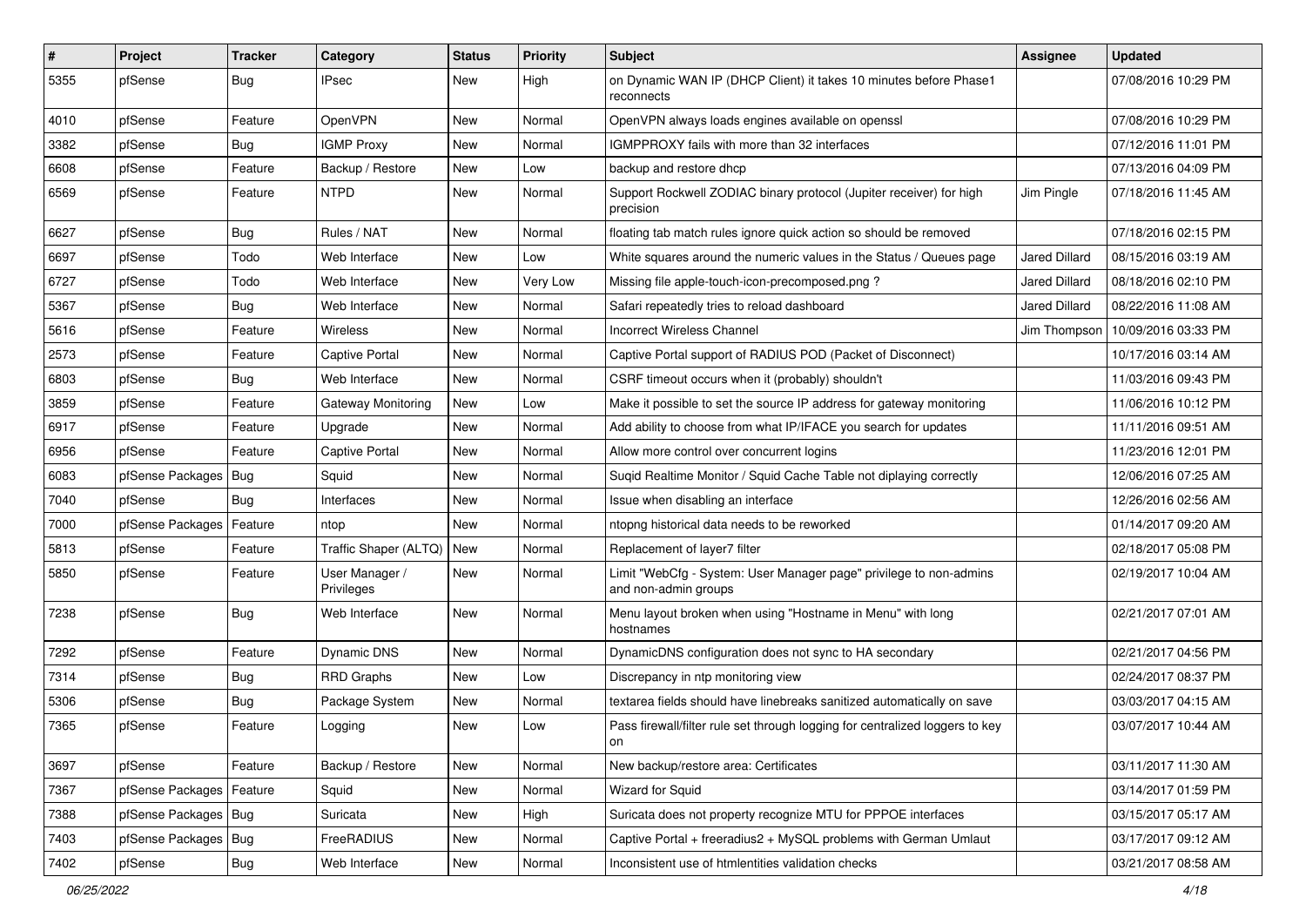| # | Project | Tracker | Category | Status | Priority | Subject | Assignee | Updated |
|---|---|---|---|---|---|---|---|---|
| 5355 | pfSense | Bug | IPsec | New | High | on Dynamic WAN IP (DHCP Client) it takes 10 minutes before Phase1 reconnects | | 07/08/2016 10:29 PM |
| 4010 | pfSense | Feature | OpenVPN | New | Normal | OpenVPN always loads engines available on openssl | | 07/08/2016 10:29 PM |
| 3382 | pfSense | Bug | IGMP Proxy | New | Normal | IGMPPROXY fails with more than 32 interfaces | | 07/12/2016 11:01 PM |
| 6608 | pfSense | Feature | Backup / Restore | New | Low | backup and restore dhcp | | 07/13/2016 04:09 PM |
| 6569 | pfSense | Feature | NTPD | New | Normal | Support Rockwell ZODIAC binary protocol (Jupiter receiver) for high precision | Jim Pingle | 07/18/2016 11:45 AM |
| 6627 | pfSense | Bug | Rules / NAT | New | Normal | floating tab match rules ignore quick action so should be removed | | 07/18/2016 02:15 PM |
| 6697 | pfSense | Todo | Web Interface | New | Low | White squares around the numeric values in the Status / Queues page | Jared Dillard | 08/15/2016 03:19 AM |
| 6727 | pfSense | Todo | Web Interface | New | Very Low | Missing file apple-touch-icon-precomposed.png ? | Jared Dillard | 08/18/2016 02:10 PM |
| 5367 | pfSense | Bug | Web Interface | New | Normal | Safari repeatedly tries to reload dashboard | Jared Dillard | 08/22/2016 11:08 AM |
| 5616 | pfSense | Feature | Wireless | New | Normal | Incorrect Wireless Channel | Jim Thompson | 10/09/2016 03:33 PM |
| 2573 | pfSense | Feature | Captive Portal | New | Normal | Captive Portal support of RADIUS POD (Packet of Disconnect) | | 10/17/2016 03:14 AM |
| 6803 | pfSense | Bug | Web Interface | New | Normal | CSRF timeout occurs when it (probably) shouldn't | | 11/03/2016 09:43 PM |
| 3859 | pfSense | Feature | Gateway Monitoring | New | Low | Make it possible to set the source IP address for gateway monitoring | | 11/06/2016 10:12 PM |
| 6917 | pfSense | Feature | Upgrade | New | Normal | Add ability to choose from what IP/IFACE you search for updates | | 11/11/2016 09:51 AM |
| 6956 | pfSense | Feature | Captive Portal | New | Normal | Allow more control over concurrent logins | | 11/23/2016 12:01 PM |
| 6083 | pfSense Packages | Bug | Squid | New | Normal | Suqid Realtime Monitor / Squid Cache Table not diplaying correctly | | 12/06/2016 07:25 AM |
| 7040 | pfSense | Bug | Interfaces | New | Normal | Issue when disabling an interface | | 12/26/2016 02:56 AM |
| 7000 | pfSense Packages | Feature | ntop | New | Normal | ntopng historical data needs to be reworked | | 01/14/2017 09:20 AM |
| 5813 | pfSense | Feature | Traffic Shaper (ALTQ) | New | Normal | Replacement of layer7 filter | | 02/18/2017 05:08 PM |
| 5850 | pfSense | Feature | User Manager / Privileges | New | Normal | Limit "WebCfg - System: User Manager page" privilege to non-admins and non-admin groups | | 02/19/2017 10:04 AM |
| 7238 | pfSense | Bug | Web Interface | New | Normal | Menu layout broken when using "Hostname in Menu" with long hostnames | | 02/21/2017 07:01 AM |
| 7292 | pfSense | Feature | Dynamic DNS | New | Normal | DynamicDNS configuration does not sync to HA secondary | | 02/21/2017 04:56 PM |
| 7314 | pfSense | Bug | RRD Graphs | New | Low | Discrepancy in ntp monitoring view | | 02/24/2017 08:37 PM |
| 5306 | pfSense | Bug | Package System | New | Normal | textarea fields should have linebreaks sanitized automatically on save | | 03/03/2017 04:15 AM |
| 7365 | pfSense | Feature | Logging | New | Low | Pass firewall/filter rule set through logging for centralized loggers to key on | | 03/07/2017 10:44 AM |
| 3697 | pfSense | Feature | Backup / Restore | New | Normal | New backup/restore area: Certificates | | 03/11/2017 11:30 AM |
| 7367 | pfSense Packages | Feature | Squid | New | Normal | Wizard for Squid | | 03/14/2017 01:59 PM |
| 7388 | pfSense Packages | Bug | Suricata | New | High | Suricata does not property recognize MTU for PPPOE interfaces | | 03/15/2017 05:17 AM |
| 7403 | pfSense Packages | Bug | FreeRADIUS | New | Normal | Captive Portal + freeradius2 + MySQL problems with German Umlaut | | 03/17/2017 09:12 AM |
| 7402 | pfSense | Bug | Web Interface | New | Normal | Inconsistent use of htmlentities validation checks | | 03/21/2017 08:58 AM |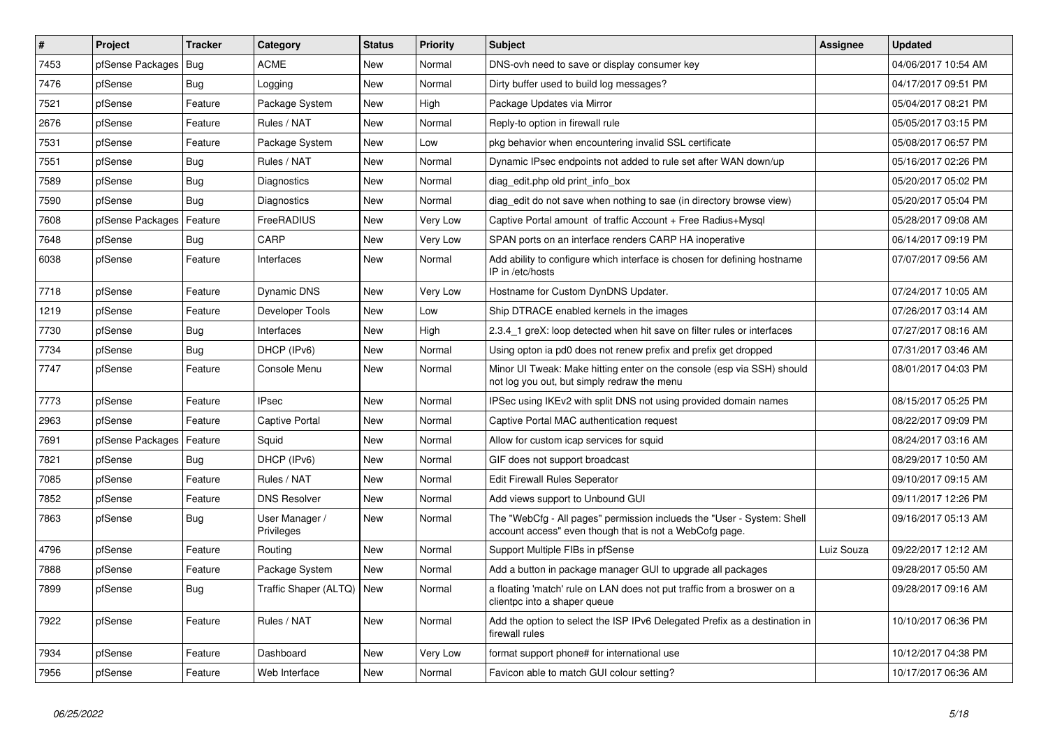| # | Project | Tracker | Category | Status | Priority | Subject | Assignee | Updated |
|---|---|---|---|---|---|---|---|---|
| 7453 | pfSense Packages | Bug | ACME | New | Normal | DNS-ovh need to save or display consumer key | | 04/06/2017 10:54 AM |
| 7476 | pfSense | Bug | Logging | New | Normal | Dirty buffer used to build log messages? | | 04/17/2017 09:51 PM |
| 7521 | pfSense | Feature | Package System | New | High | Package Updates via Mirror | | 05/04/2017 08:21 PM |
| 2676 | pfSense | Feature | Rules / NAT | New | Normal | Reply-to option in firewall rule | | 05/05/2017 03:15 PM |
| 7531 | pfSense | Feature | Package System | New | Low | pkg behavior when encountering invalid SSL certificate | | 05/08/2017 06:57 PM |
| 7551 | pfSense | Bug | Rules / NAT | New | Normal | Dynamic IPsec endpoints not added to rule set after WAN down/up | | 05/16/2017 02:26 PM |
| 7589 | pfSense | Bug | Diagnostics | New | Normal | diag_edit.php old print_info_box | | 05/20/2017 05:02 PM |
| 7590 | pfSense | Bug | Diagnostics | New | Normal | diag_edit do not save when nothing to sae (in directory browse view) | | 05/20/2017 05:04 PM |
| 7608 | pfSense Packages | Feature | FreeRADIUS | New | Very Low | Captive Portal amount of traffic Account + Free Radius+Mysql | | 05/28/2017 09:08 AM |
| 7648 | pfSense | Bug | CARP | New | Very Low | SPAN ports on an interface renders CARP HA inoperative | | 06/14/2017 09:19 PM |
| 6038 | pfSense | Feature | Interfaces | New | Normal | Add ability to configure which interface is chosen for defining hostname IP in /etc/hosts | | 07/07/2017 09:56 AM |
| 7718 | pfSense | Feature | Dynamic DNS | New | Very Low | Hostname for Custom DynDNS Updater. | | 07/24/2017 10:05 AM |
| 1219 | pfSense | Feature | Developer Tools | New | Low | Ship DTRACE enabled kernels in the images | | 07/26/2017 03:14 AM |
| 7730 | pfSense | Bug | Interfaces | New | High | 2.3.4_1 greX: loop detected when hit save on filter rules or interfaces | | 07/27/2017 08:16 AM |
| 7734 | pfSense | Bug | DHCP (IPv6) | New | Normal | Using opton ia pd0 does not renew prefix and prefix get dropped | | 07/31/2017 03:46 AM |
| 7747 | pfSense | Feature | Console Menu | New | Normal | Minor UI Tweak: Make hitting enter on the console (esp via SSH) should not log you out, but simply redraw the menu | | 08/01/2017 04:03 PM |
| 7773 | pfSense | Feature | IPsec | New | Normal | IPSec using IKEv2 with split DNS not using provided domain names | | 08/15/2017 05:25 PM |
| 2963 | pfSense | Feature | Captive Portal | New | Normal | Captive Portal MAC authentication request | | 08/22/2017 09:09 PM |
| 7691 | pfSense Packages | Feature | Squid | New | Normal | Allow for custom icap services for squid | | 08/24/2017 03:16 AM |
| 7821 | pfSense | Bug | DHCP (IPv6) | New | Normal | GIF does not support broadcast | | 08/29/2017 10:50 AM |
| 7085 | pfSense | Feature | Rules / NAT | New | Normal | Edit Firewall Rules Seperator | | 09/10/2017 09:15 AM |
| 7852 | pfSense | Feature | DNS Resolver | New | Normal | Add views support to Unbound GUI | | 09/11/2017 12:26 PM |
| 7863 | pfSense | Bug | User Manager / Privileges | New | Normal | The "WebCfg - All pages" permission inclueds the "User - System: Shell account access" even though that is not a WebCofg page. | | 09/16/2017 05:13 AM |
| 4796 | pfSense | Feature | Routing | New | Normal | Support Multiple FIBs in pfSense | Luiz Souza | 09/22/2017 12:12 AM |
| 7888 | pfSense | Feature | Package System | New | Normal | Add a button in package manager GUI to upgrade all packages | | 09/28/2017 05:50 AM |
| 7899 | pfSense | Bug | Traffic Shaper (ALTQ) | New | Normal | a floating 'match' rule on LAN does not put traffic from a broswer on a clientpc into a shaper queue | | 09/28/2017 09:16 AM |
| 7922 | pfSense | Feature | Rules / NAT | New | Normal | Add the option to select the ISP IPv6 Delegated Prefix as a destination in firewall rules | | 10/10/2017 06:36 PM |
| 7934 | pfSense | Feature | Dashboard | New | Very Low | format support phone# for international use | | 10/12/2017 04:38 PM |
| 7956 | pfSense | Feature | Web Interface | New | Normal | Favicon able to match GUI colour setting? | | 10/17/2017 06:36 AM |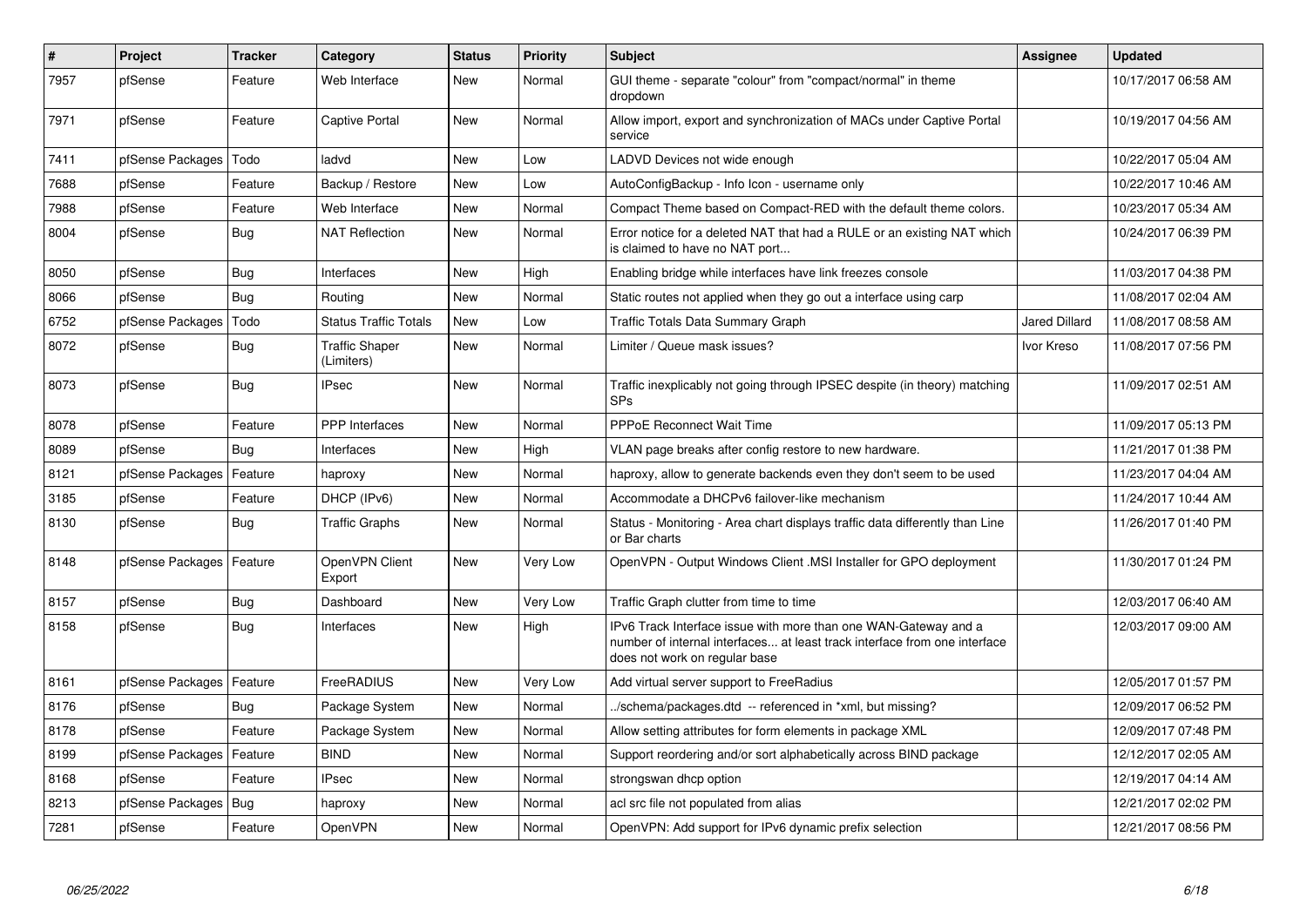| # | Project | Tracker | Category | Status | Priority | Subject | Assignee | Updated |
|---|---|---|---|---|---|---|---|---|
| 7957 | pfSense | Feature | Web Interface | New | Normal | GUI theme - separate "colour" from "compact/normal" in theme dropdown | | 10/17/2017 06:58 AM |
| 7971 | pfSense | Feature | Captive Portal | New | Normal | Allow import, export and synchronization of MACs under Captive Portal service | | 10/19/2017 04:56 AM |
| 7411 | pfSense Packages | Todo | ladvd | New | Low | LADVD Devices not wide enough | | 10/22/2017 05:04 AM |
| 7688 | pfSense | Feature | Backup / Restore | New | Low | AutoConfigBackup - Info Icon - username only | | 10/22/2017 10:46 AM |
| 7988 | pfSense | Feature | Web Interface | New | Normal | Compact Theme based on Compact-RED with the default theme colors. | | 10/23/2017 05:34 AM |
| 8004 | pfSense | Bug | NAT Reflection | New | Normal | Error notice for a deleted NAT that had a RULE or an existing NAT which is claimed to have no NAT port... | | 10/24/2017 06:39 PM |
| 8050 | pfSense | Bug | Interfaces | New | High | Enabling bridge while interfaces have link freezes console | | 11/03/2017 04:38 PM |
| 8066 | pfSense | Bug | Routing | New | Normal | Static routes not applied when they go out a interface using carp | | 11/08/2017 02:04 AM |
| 6752 | pfSense Packages | Todo | Status Traffic Totals | New | Low | Traffic Totals Data Summary Graph | Jared Dillard | 11/08/2017 08:58 AM |
| 8072 | pfSense | Bug | Traffic Shaper (Limiters) | New | Normal | Limiter / Queue mask issues? | Ivor Kreso | 11/08/2017 07:56 PM |
| 8073 | pfSense | Bug | IPsec | New | Normal | Traffic inexplicably not going through IPSEC despite (in theory) matching SPs | | 11/09/2017 02:51 AM |
| 8078 | pfSense | Feature | PPP Interfaces | New | Normal | PPPoE Reconnect Wait Time | | 11/09/2017 05:13 PM |
| 8089 | pfSense | Bug | Interfaces | New | High | VLAN page breaks after config restore to new hardware. | | 11/21/2017 01:38 PM |
| 8121 | pfSense Packages | Feature | haproxy | New | Normal | haproxy, allow to generate backends even they don't seem to be used | | 11/23/2017 04:04 AM |
| 3185 | pfSense | Feature | DHCP (IPv6) | New | Normal | Accommodate a DHCPv6 failover-like mechanism | | 11/24/2017 10:44 AM |
| 8130 | pfSense | Bug | Traffic Graphs | New | Normal | Status - Monitoring - Area chart displays traffic data differently than Line or Bar charts | | 11/26/2017 01:40 PM |
| 8148 | pfSense Packages | Feature | OpenVPN Client Export | New | Very Low | OpenVPN - Output Windows Client .MSI Installer for GPO deployment | | 11/30/2017 01:24 PM |
| 8157 | pfSense | Bug | Dashboard | New | Very Low | Traffic Graph clutter from time to time | | 12/03/2017 06:40 AM |
| 8158 | pfSense | Bug | Interfaces | New | High | IPv6 Track Interface issue with more than one WAN-Gateway and a number of internal interfaces... at least track interface from one interface does not work on regular base | | 12/03/2017 09:00 AM |
| 8161 | pfSense Packages | Feature | FreeRADIUS | New | Very Low | Add virtual server support to FreeRadius | | 12/05/2017 01:57 PM |
| 8176 | pfSense | Bug | Package System | New | Normal | ../schema/packages.dtd -- referenced in *xml, but missing? | | 12/09/2017 06:52 PM |
| 8178 | pfSense | Feature | Package System | New | Normal | Allow setting attributes for form elements in package XML | | 12/09/2017 07:48 PM |
| 8199 | pfSense Packages | Feature | BIND | New | Normal | Support reordering and/or sort alphabetically across BIND package | | 12/12/2017 02:05 AM |
| 8168 | pfSense | Feature | IPsec | New | Normal | strongswan dhcp option | | 12/19/2017 04:14 AM |
| 8213 | pfSense Packages | Bug | haproxy | New | Normal | acl src file not populated from alias | | 12/21/2017 02:02 PM |
| 7281 | pfSense | Feature | OpenVPN | New | Normal | OpenVPN: Add support for IPv6 dynamic prefix selection | | 12/21/2017 08:56 PM |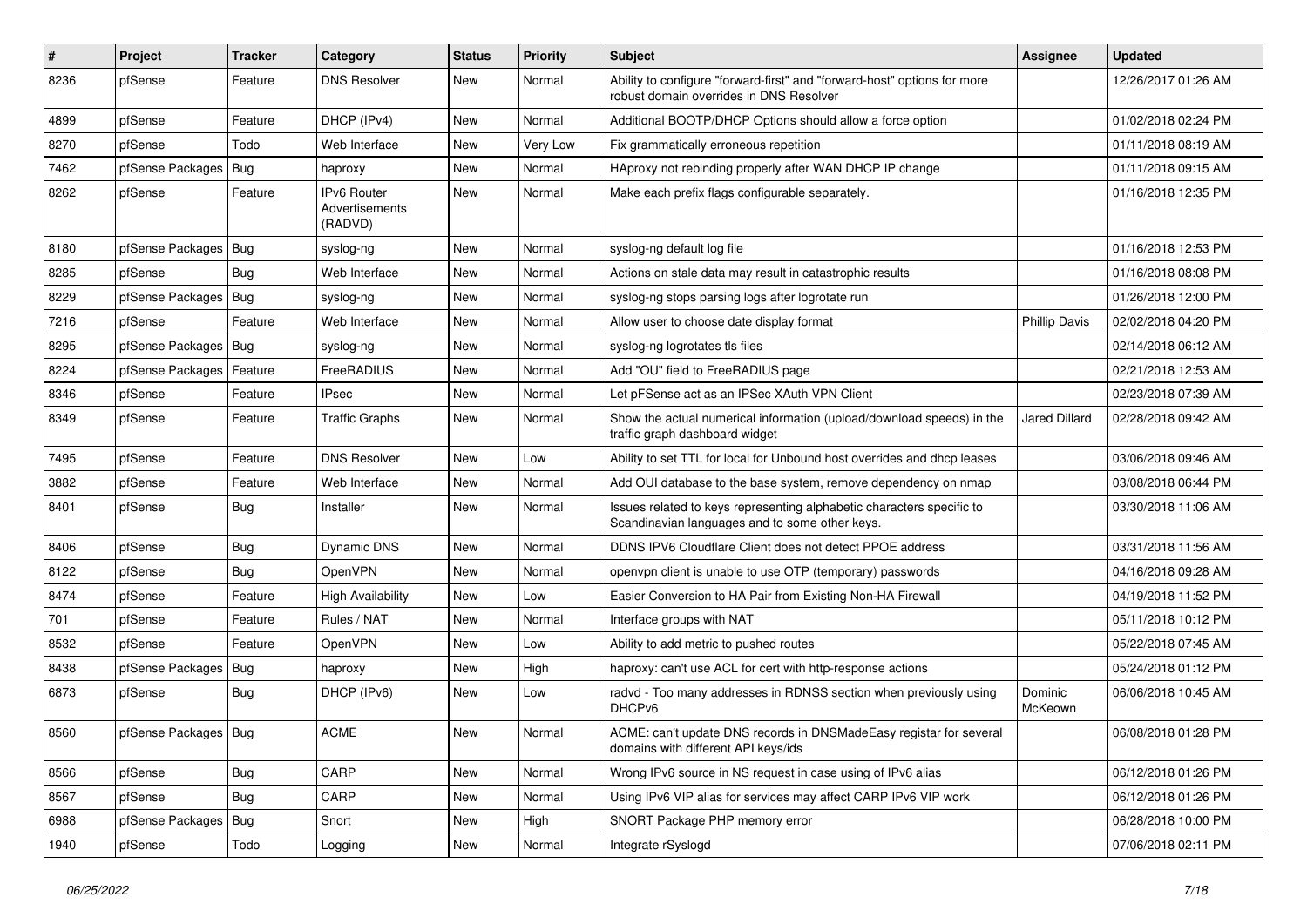| # | Project | Tracker | Category | Status | Priority | Subject | Assignee | Updated |
|---|---|---|---|---|---|---|---|---|
| 8236 | pfSense | Feature | DNS Resolver | New | Normal | Ability to configure "forward-first" and "forward-host" options for more robust domain overrides in DNS Resolver | | 12/26/2017 01:26 AM |
| 4899 | pfSense | Feature | DHCP (IPv4) | New | Normal | Additional BOOTP/DHCP Options should allow a force option | | 01/02/2018 02:24 PM |
| 8270 | pfSense | Todo | Web Interface | New | Very Low | Fix grammatically erroneous repetition | | 01/11/2018 08:19 AM |
| 7462 | pfSense Packages | Bug | haproxy | New | Normal | HAproxy not rebinding properly after WAN DHCP IP change | | 01/11/2018 09:15 AM |
| 8262 | pfSense | Feature | IPv6 Router Advertisements (RADVD) | New | Normal | Make each prefix flags configurable separately. | | 01/16/2018 12:35 PM |
| 8180 | pfSense Packages | Bug | syslog-ng | New | Normal | syslog-ng default log file | | 01/16/2018 12:53 PM |
| 8285 | pfSense | Bug | Web Interface | New | Normal | Actions on stale data may result in catastrophic results | | 01/16/2018 08:08 PM |
| 8229 | pfSense Packages | Bug | syslog-ng | New | Normal | syslog-ng stops parsing logs after logrotate run | | 01/26/2018 12:00 PM |
| 7216 | pfSense | Feature | Web Interface | New | Normal | Allow user to choose date display format | Phillip Davis | 02/02/2018 04:20 PM |
| 8295 | pfSense Packages | Bug | syslog-ng | New | Normal | syslog-ng logrotates tls files | | 02/14/2018 06:12 AM |
| 8224 | pfSense Packages | Feature | FreeRADIUS | New | Normal | Add "OU" field to FreeRADIUS page | | 02/21/2018 12:53 AM |
| 8346 | pfSense | Feature | IPsec | New | Normal | Let pFSense act as an IPSec XAuth VPN Client | | 02/23/2018 07:39 AM |
| 8349 | pfSense | Feature | Traffic Graphs | New | Normal | Show the actual numerical information (upload/download speeds) in the traffic graph dashboard widget | Jared Dillard | 02/28/2018 09:42 AM |
| 7495 | pfSense | Feature | DNS Resolver | New | Low | Ability to set TTL for local for Unbound host overrides and dhcp leases | | 03/06/2018 09:46 AM |
| 3882 | pfSense | Feature | Web Interface | New | Normal | Add OUI database to the base system, remove dependency on nmap | | 03/08/2018 06:44 PM |
| 8401 | pfSense | Bug | Installer | New | Normal | Issues related to keys representing alphabetic characters specific to Scandinavian languages and to some other keys. | | 03/30/2018 11:06 AM |
| 8406 | pfSense | Bug | Dynamic DNS | New | Normal | DDNS IPV6 Cloudflare Client does not detect PPOE address | | 03/31/2018 11:56 AM |
| 8122 | pfSense | Bug | OpenVPN | New | Normal | openvpn client is unable to use OTP (temporary) passwords | | 04/16/2018 09:28 AM |
| 8474 | pfSense | Feature | High Availability | New | Low | Easier Conversion to HA Pair from Existing Non-HA Firewall | | 04/19/2018 11:52 PM |
| 701 | pfSense | Feature | Rules / NAT | New | Normal | Interface groups with NAT | | 05/11/2018 10:12 PM |
| 8532 | pfSense | Feature | OpenVPN | New | Low | Ability to add metric to pushed routes | | 05/22/2018 07:45 AM |
| 8438 | pfSense Packages | Bug | haproxy | New | High | haproxy: can't use ACL for cert with http-response actions | | 05/24/2018 01:12 PM |
| 6873 | pfSense | Bug | DHCP (IPv6) | New | Low | radvd - Too many addresses in RDNSS section when previously using DHCPv6 | Dominic McKeown | 06/06/2018 10:45 AM |
| 8560 | pfSense Packages | Bug | ACME | New | Normal | ACME: can't update DNS records in DNSMadeEasy registar for several domains with different API keys/ids | | 06/08/2018 01:28 PM |
| 8566 | pfSense | Bug | CARP | New | Normal | Wrong IPv6 source in NS request in case using of IPv6 alias | | 06/12/2018 01:26 PM |
| 8567 | pfSense | Bug | CARP | New | Normal | Using IPv6 VIP alias for services may affect CARP IPv6 VIP work | | 06/12/2018 01:26 PM |
| 6988 | pfSense Packages | Bug | Snort | New | High | SNORT Package PHP memory error | | 06/28/2018 10:00 PM |
| 1940 | pfSense | Todo | Logging | New | Normal | Integrate rSyslogd | | 07/06/2018 02:11 PM |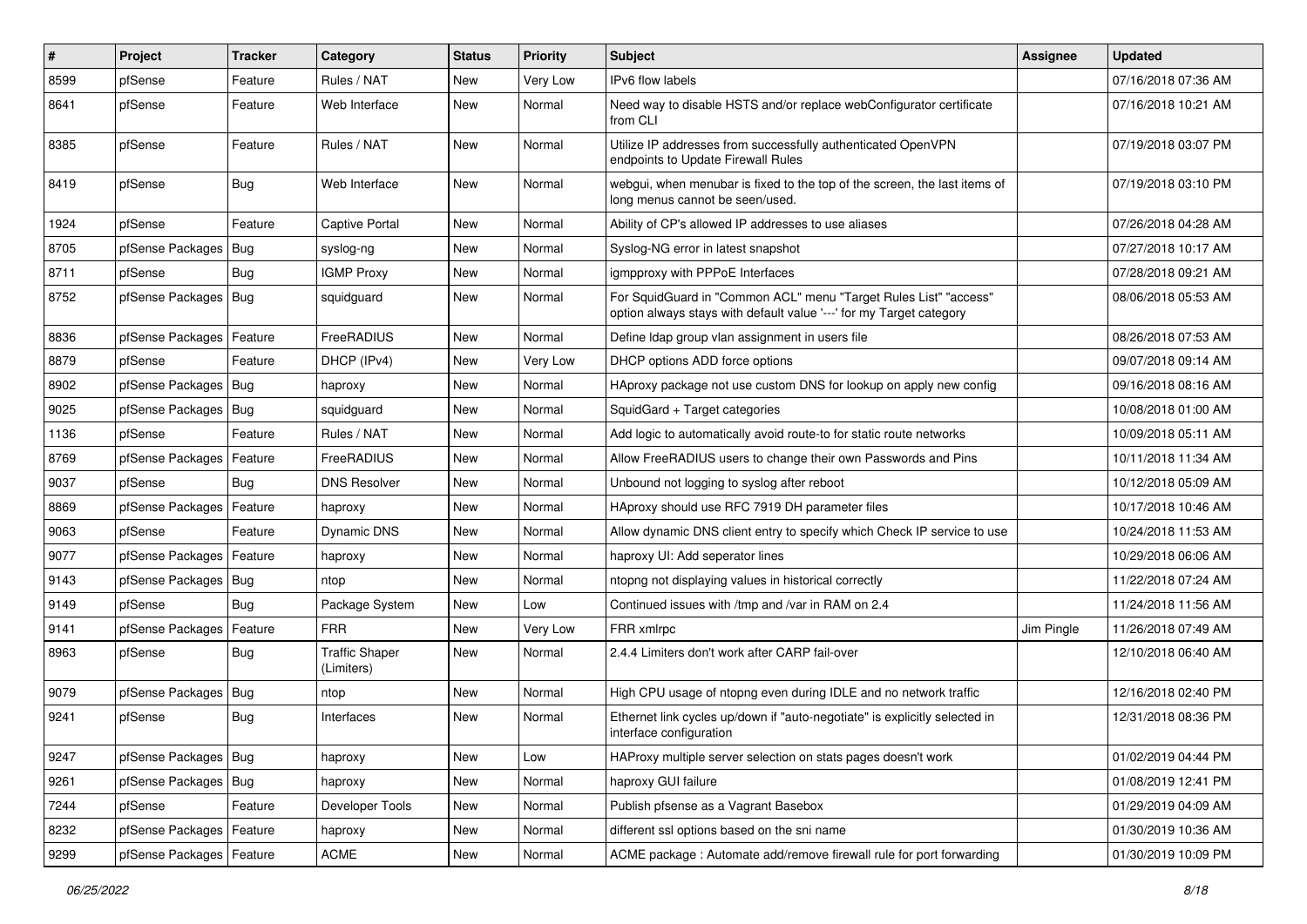| # | Project | Tracker | Category | Status | Priority | Subject | Assignee | Updated |
|---|---|---|---|---|---|---|---|---|
| 8599 | pfSense | Feature | Rules / NAT | New | Very Low | IPv6 flow labels | | 07/16/2018 07:36 AM |
| 8641 | pfSense | Feature | Web Interface | New | Normal | Need way to disable HSTS and/or replace webConfigurator certificate from CLI | | 07/16/2018 10:21 AM |
| 8385 | pfSense | Feature | Rules / NAT | New | Normal | Utilize IP addresses from successfully authenticated OpenVPN endpoints to Update Firewall Rules | | 07/19/2018 03:07 PM |
| 8419 | pfSense | Bug | Web Interface | New | Normal | webgui, when menubar is fixed to the top of the screen, the last items of long menus cannot be seen/used. | | 07/19/2018 03:10 PM |
| 1924 | pfSense | Feature | Captive Portal | New | Normal | Ability of CP's allowed IP addresses to use aliases | | 07/26/2018 04:28 AM |
| 8705 | pfSense Packages | Bug | syslog-ng | New | Normal | Syslog-NG error in latest snapshot | | 07/27/2018 10:17 AM |
| 8711 | pfSense | Bug | IGMP Proxy | New | Normal | igmpproxy with PPPoE Interfaces | | 07/28/2018 09:21 AM |
| 8752 | pfSense Packages | Bug | squidguard | New | Normal | For SquidGuard in "Common ACL" menu "Target Rules List" "access" option always stays with default value '---' for my Target category | | 08/06/2018 05:53 AM |
| 8836 | pfSense Packages | Feature | FreeRADIUS | New | Normal | Define ldap group vlan assignment in users file | | 08/26/2018 07:53 AM |
| 8879 | pfSense | Feature | DHCP (IPv4) | New | Very Low | DHCP options ADD force options | | 09/07/2018 09:14 AM |
| 8902 | pfSense Packages | Bug | haproxy | New | Normal | HAproxy package not use custom DNS for lookup on apply new config | | 09/16/2018 08:16 AM |
| 9025 | pfSense Packages | Bug | squidguard | New | Normal | SquidGard + Target categories | | 10/08/2018 01:00 AM |
| 1136 | pfSense | Feature | Rules / NAT | New | Normal | Add logic to automatically avoid route-to for static route networks | | 10/09/2018 05:11 AM |
| 8769 | pfSense Packages | Feature | FreeRADIUS | New | Normal | Allow FreeRADIUS users to change their own Passwords and Pins | | 10/11/2018 11:34 AM |
| 9037 | pfSense | Bug | DNS Resolver | New | Normal | Unbound not logging to syslog after reboot | | 10/12/2018 05:09 AM |
| 8869 | pfSense Packages | Feature | haproxy | New | Normal | HAproxy should use RFC 7919 DH parameter files | | 10/17/2018 10:46 AM |
| 9063 | pfSense | Feature | Dynamic DNS | New | Normal | Allow dynamic DNS client entry to specify which Check IP service to use | | 10/24/2018 11:53 AM |
| 9077 | pfSense Packages | Feature | haproxy | New | Normal | haproxy UI: Add seperator lines | | 10/29/2018 06:06 AM |
| 9143 | pfSense Packages | Bug | ntop | New | Normal | ntopng not displaying values in historical correctly | | 11/22/2018 07:24 AM |
| 9149 | pfSense | Bug | Package System | New | Low | Continued issues with /tmp and /var in RAM on 2.4 | | 11/24/2018 11:56 AM |
| 9141 | pfSense Packages | Feature | FRR | New | Very Low | FRR xmlrpc | Jim Pingle | 11/26/2018 07:49 AM |
| 8963 | pfSense | Bug | Traffic Shaper (Limiters) | New | Normal | 2.4.4 Limiters don't work after CARP fail-over | | 12/10/2018 06:40 AM |
| 9079 | pfSense Packages | Bug | ntop | New | Normal | High CPU usage of ntopng even during IDLE and no network traffic | | 12/16/2018 02:40 PM |
| 9241 | pfSense | Bug | Interfaces | New | Normal | Ethernet link cycles up/down if "auto-negotiate" is explicitly selected in interface configuration | | 12/31/2018 08:36 PM |
| 9247 | pfSense Packages | Bug | haproxy | New | Low | HAProxy multiple server selection on stats pages doesn't work | | 01/02/2019 04:44 PM |
| 9261 | pfSense Packages | Bug | haproxy | New | Normal | haproxy GUI failure | | 01/08/2019 12:41 PM |
| 7244 | pfSense | Feature | Developer Tools | New | Normal | Publish pfsense as a Vagrant Basebox | | 01/29/2019 04:09 AM |
| 8232 | pfSense Packages | Feature | haproxy | New | Normal | different ssl options based on the sni name | | 01/30/2019 10:36 AM |
| 9299 | pfSense Packages | Feature | ACME | New | Normal | ACME package : Automate add/remove firewall rule for port forwarding | | 01/30/2019 10:09 PM |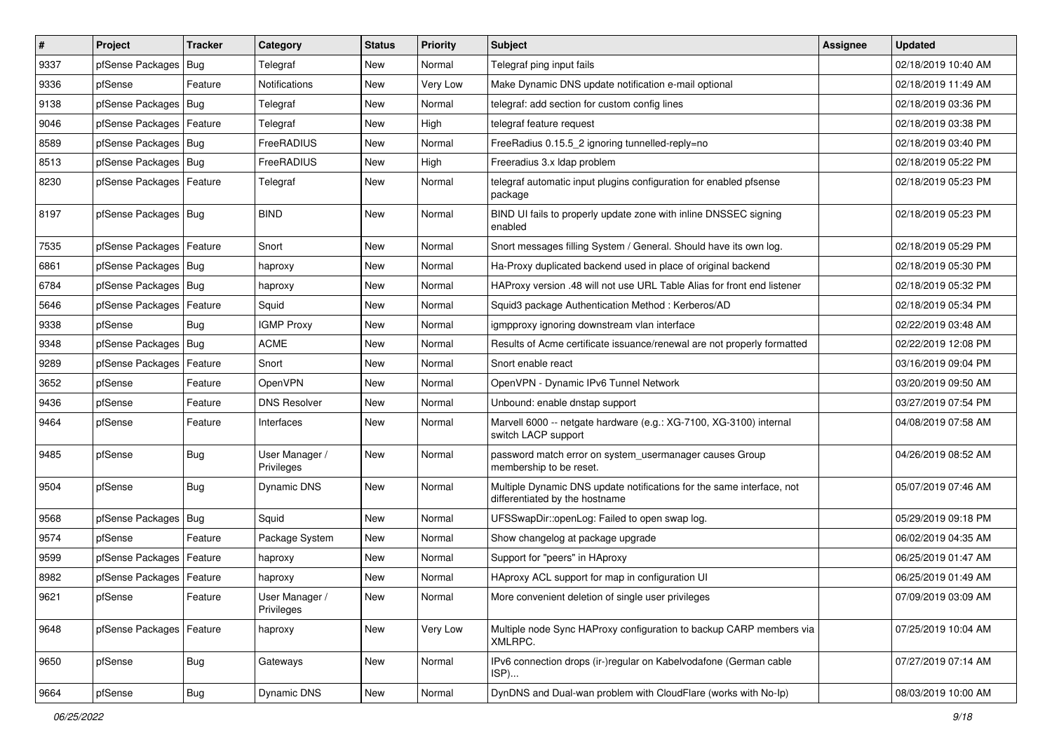| # | Project | Tracker | Category | Status | Priority | Subject | Assignee | Updated |
|---|---|---|---|---|---|---|---|---|
| 9337 | pfSense Packages | Bug | Telegraf | New | Normal | Telegraf ping input fails | | 02/18/2019 10:40 AM |
| 9336 | pfSense | Feature | Notifications | New | Very Low | Make Dynamic DNS update notification e-mail optional | | 02/18/2019 11:49 AM |
| 9138 | pfSense Packages | Bug | Telegraf | New | Normal | telegraf: add section for custom config lines | | 02/18/2019 03:36 PM |
| 9046 | pfSense Packages | Feature | Telegraf | New | High | telegraf feature request | | 02/18/2019 03:38 PM |
| 8589 | pfSense Packages | Bug | FreeRADIUS | New | Normal | FreeRadius 0.15.5_2 ignoring tunnelled-reply=no | | 02/18/2019 03:40 PM |
| 8513 | pfSense Packages | Bug | FreeRADIUS | New | High | Freeradius 3.x ldap problem | | 02/18/2019 05:22 PM |
| 8230 | pfSense Packages | Feature | Telegraf | New | Normal | telegraf automatic input plugins configuration for enabled pfsense package | | 02/18/2019 05:23 PM |
| 8197 | pfSense Packages | Bug | BIND | New | Normal | BIND UI fails to properly update zone with inline DNSSEC signing enabled | | 02/18/2019 05:23 PM |
| 7535 | pfSense Packages | Feature | Snort | New | Normal | Snort messages filling System / General. Should have its own log. | | 02/18/2019 05:29 PM |
| 6861 | pfSense Packages | Bug | haproxy | New | Normal | Ha-Proxy duplicated backend used in place of original backend | | 02/18/2019 05:30 PM |
| 6784 | pfSense Packages | Bug | haproxy | New | Normal | HAProxy version .48 will not use URL Table Alias for front end listener | | 02/18/2019 05:32 PM |
| 5646 | pfSense Packages | Feature | Squid | New | Normal | Squid3 package Authentication Method : Kerberos/AD | | 02/18/2019 05:34 PM |
| 9338 | pfSense | Bug | IGMP Proxy | New | Normal | igmpproxy ignoring downstream vlan interface | | 02/22/2019 03:48 AM |
| 9348 | pfSense Packages | Bug | ACME | New | Normal | Results of Acme certificate issuance/renewal are not properly formatted | | 02/22/2019 12:08 PM |
| 9289 | pfSense Packages | Feature | Snort | New | Normal | Snort enable react | | 03/16/2019 09:04 PM |
| 3652 | pfSense | Feature | OpenVPN | New | Normal | OpenVPN - Dynamic IPv6 Tunnel Network | | 03/20/2019 09:50 AM |
| 9436 | pfSense | Feature | DNS Resolver | New | Normal | Unbound: enable dnstap support | | 03/27/2019 07:54 PM |
| 9464 | pfSense | Feature | Interfaces | New | Normal | Marvell 6000 -- netgate hardware (e.g.: XG-7100, XG-3100) internal switch LACP support | | 04/08/2019 07:58 AM |
| 9485 | pfSense | Bug | User Manager / Privileges | New | Normal | password match error on system_usermanager causes Group membership to be reset. | | 04/26/2019 08:52 AM |
| 9504 | pfSense | Bug | Dynamic DNS | New | Normal | Multiple Dynamic DNS update notifications for the same interface, not differentiated by the hostname | | 05/07/2019 07:46 AM |
| 9568 | pfSense Packages | Bug | Squid | New | Normal | UFSSwapDir::openLog: Failed to open swap log. | | 05/29/2019 09:18 PM |
| 9574 | pfSense | Feature | Package System | New | Normal | Show changelog at package upgrade | | 06/02/2019 04:35 AM |
| 9599 | pfSense Packages | Feature | haproxy | New | Normal | Support for "peers" in HAproxy | | 06/25/2019 01:47 AM |
| 8982 | pfSense Packages | Feature | haproxy | New | Normal | HAproxy ACL support for map in configuration UI | | 06/25/2019 01:49 AM |
| 9621 | pfSense | Feature | User Manager / Privileges | New | Normal | More convenient deletion of single user privileges | | 07/09/2019 03:09 AM |
| 9648 | pfSense Packages | Feature | haproxy | New | Very Low | Multiple node Sync HAProxy configuration to backup CARP members via XMLRPC. | | 07/25/2019 10:04 AM |
| 9650 | pfSense | Bug | Gateways | New | Normal | IPv6 connection drops (ir-)regular on Kabelvodafone (German cable ISP)... | | 07/27/2019 07:14 AM |
| 9664 | pfSense | Bug | Dynamic DNS | New | Normal | DynDNS and Dual-wan problem with CloudFlare (works with No-Ip) | | 08/03/2019 10:00 AM |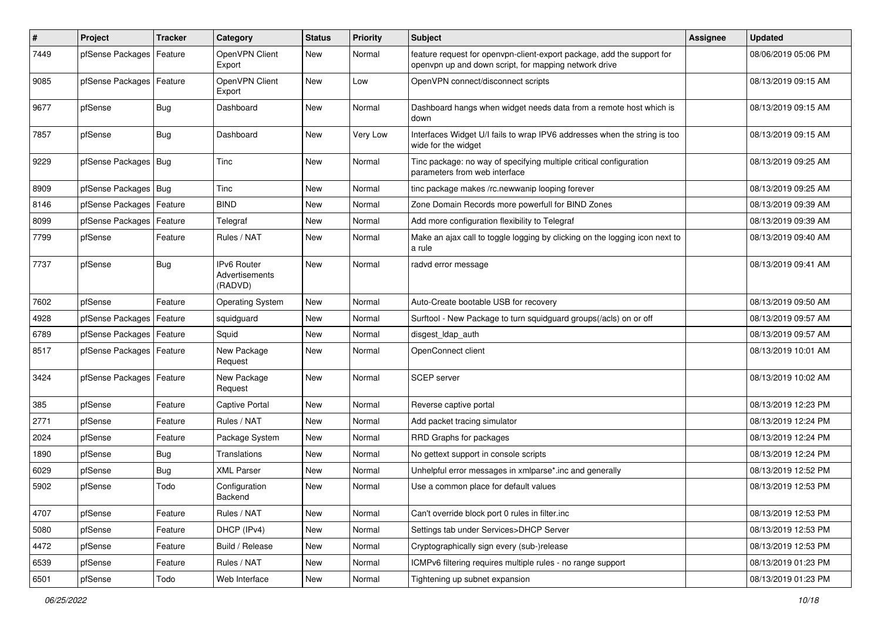| # | Project | Tracker | Category | Status | Priority | Subject | Assignee | Updated |
|---|---|---|---|---|---|---|---|---|
| 7449 | pfSense Packages | Feature | OpenVPN Client Export | New | Normal | feature request for openvpn-client-export package, add the support for openvpn up and down script, for mapping network drive | | 08/06/2019 05:06 PM |
| 9085 | pfSense Packages | Feature | OpenVPN Client Export | New | Low | OpenVPN connect/disconnect scripts | | 08/13/2019 09:15 AM |
| 9677 | pfSense | Bug | Dashboard | New | Normal | Dashboard hangs when widget needs data from a remote host which is down | | 08/13/2019 09:15 AM |
| 7857 | pfSense | Bug | Dashboard | New | Very Low | Interfaces Widget U/I fails to wrap IPV6 addresses when the string is too wide for the widget | | 08/13/2019 09:15 AM |
| 9229 | pfSense Packages | Bug | Tinc | New | Normal | Tinc package: no way of specifying multiple critical configuration parameters from web interface | | 08/13/2019 09:25 AM |
| 8909 | pfSense Packages | Bug | Tinc | New | Normal | tinc package makes /rc.newwanip looping forever | | 08/13/2019 09:25 AM |
| 8146 | pfSense Packages | Feature | BIND | New | Normal | Zone Domain Records more powerfull for BIND Zones | | 08/13/2019 09:39 AM |
| 8099 | pfSense Packages | Feature | Telegraf | New | Normal | Add more configuration flexibility to Telegraf | | 08/13/2019 09:39 AM |
| 7799 | pfSense | Feature | Rules / NAT | New | Normal | Make an ajax call to toggle logging by clicking on the logging icon next to a rule | | 08/13/2019 09:40 AM |
| 7737 | pfSense | Bug | IPv6 Router Advertisements (RADVD) | New | Normal | radvd error message | | 08/13/2019 09:41 AM |
| 7602 | pfSense | Feature | Operating System | New | Normal | Auto-Create bootable USB for recovery | | 08/13/2019 09:50 AM |
| 4928 | pfSense Packages | Feature | squidguard | New | Normal | Surftool - New Package to turn squidguard groups(/acls) on or off | | 08/13/2019 09:57 AM |
| 6789 | pfSense Packages | Feature | Squid | New | Normal | disgest_ldap_auth | | 08/13/2019 09:57 AM |
| 8517 | pfSense Packages | Feature | New Package Request | New | Normal | OpenConnect client | | 08/13/2019 10:01 AM |
| 3424 | pfSense Packages | Feature | New Package Request | New | Normal | SCEP server | | 08/13/2019 10:02 AM |
| 385 | pfSense | Feature | Captive Portal | New | Normal | Reverse captive portal | | 08/13/2019 12:23 PM |
| 2771 | pfSense | Feature | Rules / NAT | New | Normal | Add packet tracing simulator | | 08/13/2019 12:24 PM |
| 2024 | pfSense | Feature | Package System | New | Normal | RRD Graphs for packages | | 08/13/2019 12:24 PM |
| 1890 | pfSense | Bug | Translations | New | Normal | No gettext support in console scripts | | 08/13/2019 12:24 PM |
| 6029 | pfSense | Bug | XML Parser | New | Normal | Unhelpful error messages in xmlparse*.inc and generally | | 08/13/2019 12:52 PM |
| 5902 | pfSense | Todo | Configuration Backend | New | Normal | Use a common place for default values | | 08/13/2019 12:53 PM |
| 4707 | pfSense | Feature | Rules / NAT | New | Normal | Can't override block port 0 rules in filter.inc | | 08/13/2019 12:53 PM |
| 5080 | pfSense | Feature | DHCP (IPv4) | New | Normal | Settings tab under Services>DHCP Server | | 08/13/2019 12:53 PM |
| 4472 | pfSense | Feature | Build / Release | New | Normal | Cryptographically sign every (sub-)release | | 08/13/2019 12:53 PM |
| 6539 | pfSense | Feature | Rules / NAT | New | Normal | ICMPv6 filtering requires multiple rules - no range support | | 08/13/2019 01:23 PM |
| 6501 | pfSense | Todo | Web Interface | New | Normal | Tightening up subnet expansion | | 08/13/2019 01:23 PM |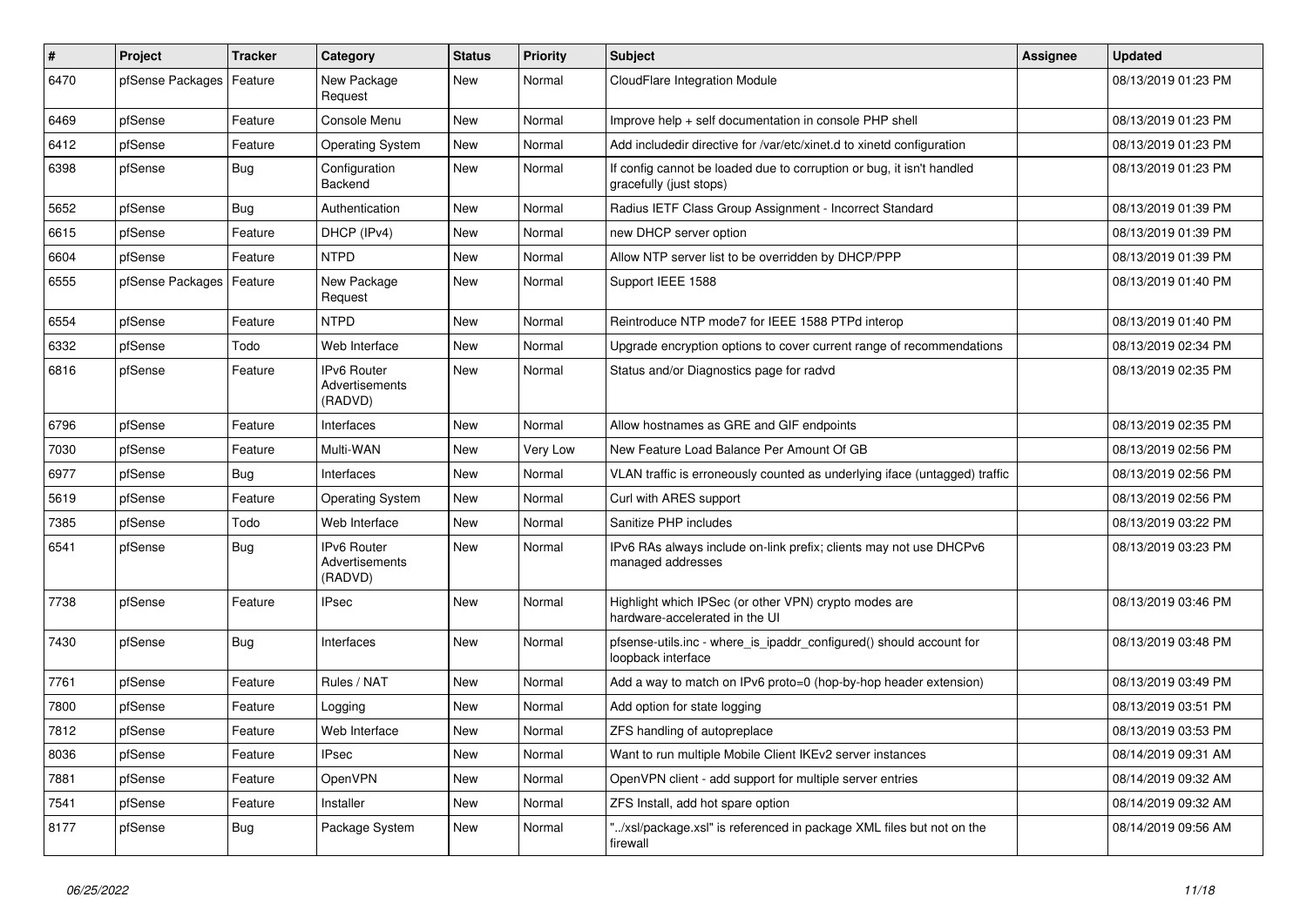| # | Project | Tracker | Category | Status | Priority | Subject | Assignee | Updated |
|---|---|---|---|---|---|---|---|---|
| 6470 | pfSense Packages | Feature | New Package Request | New | Normal | CloudFlare Integration Module | | 08/13/2019 01:23 PM |
| 6469 | pfSense | Feature | Console Menu | New | Normal | Improve help + self documentation in console PHP shell | | 08/13/2019 01:23 PM |
| 6412 | pfSense | Feature | Operating System | New | Normal | Add includedir directive for /var/etc/xinet.d to xinetd configuration | | 08/13/2019 01:23 PM |
| 6398 | pfSense | Bug | Configuration Backend | New | Normal | If config cannot be loaded due to corruption or bug, it isn't handled gracefully (just stops) | | 08/13/2019 01:23 PM |
| 5652 | pfSense | Bug | Authentication | New | Normal | Radius IETF Class Group Assignment - Incorrect Standard | | 08/13/2019 01:39 PM |
| 6615 | pfSense | Feature | DHCP (IPv4) | New | Normal | new DHCP server option | | 08/13/2019 01:39 PM |
| 6604 | pfSense | Feature | NTPD | New | Normal | Allow NTP server list to be overridden by DHCP/PPP | | 08/13/2019 01:39 PM |
| 6555 | pfSense Packages | Feature | New Package Request | New | Normal | Support IEEE 1588 | | 08/13/2019 01:40 PM |
| 6554 | pfSense | Feature | NTPD | New | Normal | Reintroduce NTP mode7 for IEEE 1588 PTPd interop | | 08/13/2019 01:40 PM |
| 6332 | pfSense | Todo | Web Interface | New | Normal | Upgrade encryption options to cover current range of recommendations | | 08/13/2019 02:34 PM |
| 6816 | pfSense | Feature | IPv6 Router Advertisements (RADVD) | New | Normal | Status and/or Diagnostics page for radvd | | 08/13/2019 02:35 PM |
| 6796 | pfSense | Feature | Interfaces | New | Normal | Allow hostnames as GRE and GIF endpoints | | 08/13/2019 02:35 PM |
| 7030 | pfSense | Feature | Multi-WAN | New | Very Low | New Feature Load Balance Per Amount Of GB | | 08/13/2019 02:56 PM |
| 6977 | pfSense | Bug | Interfaces | New | Normal | VLAN traffic is erroneously counted as underlying iface (untagged) traffic | | 08/13/2019 02:56 PM |
| 5619 | pfSense | Feature | Operating System | New | Normal | Curl with ARES support | | 08/13/2019 02:56 PM |
| 7385 | pfSense | Todo | Web Interface | New | Normal | Sanitize PHP includes | | 08/13/2019 03:22 PM |
| 6541 | pfSense | Bug | IPv6 Router Advertisements (RADVD) | New | Normal | IPv6 RAs always include on-link prefix; clients may not use DHCPv6 managed addresses | | 08/13/2019 03:23 PM |
| 7738 | pfSense | Feature | IPsec | New | Normal | Highlight which IPSec (or other VPN) crypto modes are hardware-accelerated in the UI | | 08/13/2019 03:46 PM |
| 7430 | pfSense | Bug | Interfaces | New | Normal | pfsense-utils.inc - where_is_ipaddr_configured() should account for loopback interface | | 08/13/2019 03:48 PM |
| 7761 | pfSense | Feature | Rules / NAT | New | Normal | Add a way to match on IPv6 proto=0 (hop-by-hop header extension) | | 08/13/2019 03:49 PM |
| 7800 | pfSense | Feature | Logging | New | Normal | Add option for state logging | | 08/13/2019 03:51 PM |
| 7812 | pfSense | Feature | Web Interface | New | Normal | ZFS handling of autopreplace | | 08/13/2019 03:53 PM |
| 8036 | pfSense | Feature | IPsec | New | Normal | Want to run multiple Mobile Client IKEv2 server instances | | 08/14/2019 09:31 AM |
| 7881 | pfSense | Feature | OpenVPN | New | Normal | OpenVPN client - add support for multiple server entries | | 08/14/2019 09:32 AM |
| 7541 | pfSense | Feature | Installer | New | Normal | ZFS Install, add hot spare option | | 08/14/2019 09:32 AM |
| 8177 | pfSense | Bug | Package System | New | Normal | "../xsl/package.xsl" is referenced in package XML files but not on the firewall | | 08/14/2019 09:56 AM |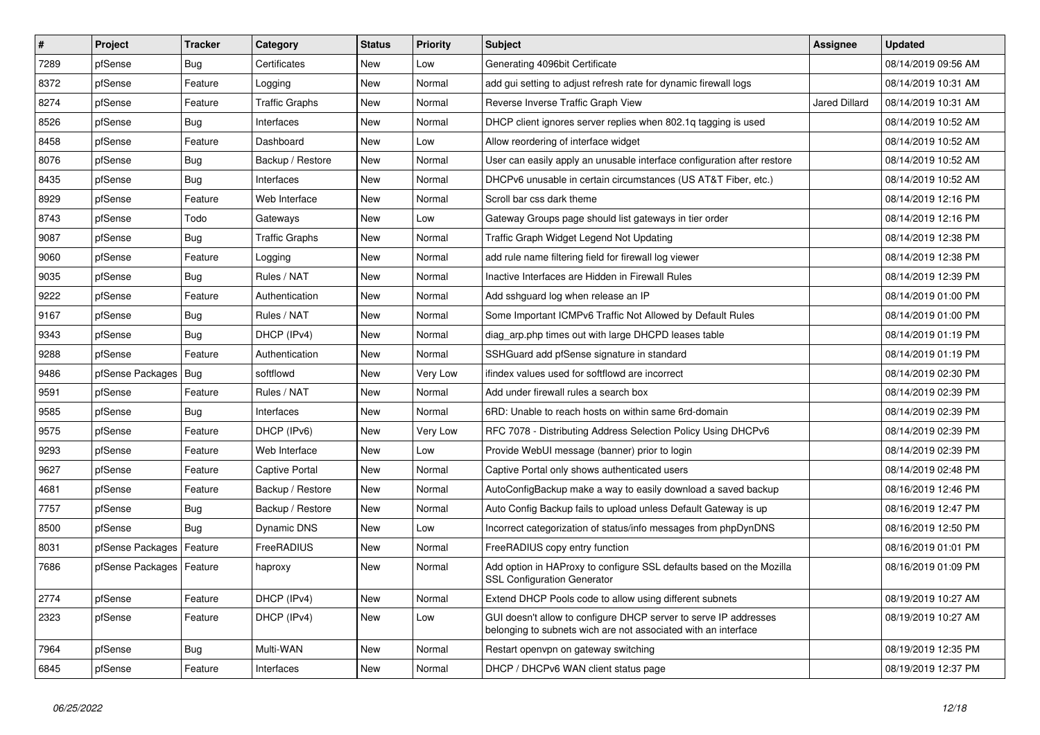| # | Project | Tracker | Category | Status | Priority | Subject | Assignee | Updated |
|---|---|---|---|---|---|---|---|---|
| 7289 | pfSense | Bug | Certificates | New | Low | Generating 4096bit Certificate | | 08/14/2019 09:56 AM |
| 8372 | pfSense | Feature | Logging | New | Normal | add gui setting to adjust refresh rate for dynamic firewall logs | | 08/14/2019 10:31 AM |
| 8274 | pfSense | Feature | Traffic Graphs | New | Normal | Reverse Inverse Traffic Graph View | Jared Dillard | 08/14/2019 10:31 AM |
| 8526 | pfSense | Bug | Interfaces | New | Normal | DHCP client ignores server replies when 802.1q tagging is used | | 08/14/2019 10:52 AM |
| 8458 | pfSense | Feature | Dashboard | New | Low | Allow reordering of interface widget | | 08/14/2019 10:52 AM |
| 8076 | pfSense | Bug | Backup / Restore | New | Normal | User can easily apply an unusable interface configuration after restore | | 08/14/2019 10:52 AM |
| 8435 | pfSense | Bug | Interfaces | New | Normal | DHCPv6 unusable in certain circumstances (US AT&T Fiber, etc.) | | 08/14/2019 10:52 AM |
| 8929 | pfSense | Feature | Web Interface | New | Normal | Scroll bar css dark theme | | 08/14/2019 12:16 PM |
| 8743 | pfSense | Todo | Gateways | New | Low | Gateway Groups page should list gateways in tier order | | 08/14/2019 12:16 PM |
| 9087 | pfSense | Bug | Traffic Graphs | New | Normal | Traffic Graph Widget Legend Not Updating | | 08/14/2019 12:38 PM |
| 9060 | pfSense | Feature | Logging | New | Normal | add rule name filtering field for firewall log viewer | | 08/14/2019 12:38 PM |
| 9035 | pfSense | Bug | Rules / NAT | New | Normal | Inactive Interfaces are Hidden in Firewall Rules | | 08/14/2019 12:39 PM |
| 9222 | pfSense | Feature | Authentication | New | Normal | Add sshguard log when release an IP | | 08/14/2019 01:00 PM |
| 9167 | pfSense | Bug | Rules / NAT | New | Normal | Some Important ICMPv6 Traffic Not Allowed by Default Rules | | 08/14/2019 01:00 PM |
| 9343 | pfSense | Bug | DHCP (IPv4) | New | Normal | diag_arp.php times out with large DHCPD leases table | | 08/14/2019 01:19 PM |
| 9288 | pfSense | Feature | Authentication | New | Normal | SSHGuard add pfSense signature in standard | | 08/14/2019 01:19 PM |
| 9486 | pfSense Packages | Bug | softflowd | New | Very Low | ifindex values used for softflowd are incorrect | | 08/14/2019 02:30 PM |
| 9591 | pfSense | Feature | Rules / NAT | New | Normal | Add under firewall rules a search box | | 08/14/2019 02:39 PM |
| 9585 | pfSense | Bug | Interfaces | New | Normal | 6RD: Unable to reach hosts on within same 6rd-domain | | 08/14/2019 02:39 PM |
| 9575 | pfSense | Feature | DHCP (IPv6) | New | Very Low | RFC 7078 - Distributing Address Selection Policy Using DHCPv6 | | 08/14/2019 02:39 PM |
| 9293 | pfSense | Feature | Web Interface | New | Low | Provide WebUI message (banner) prior to login | | 08/14/2019 02:39 PM |
| 9627 | pfSense | Feature | Captive Portal | New | Normal | Captive Portal only shows authenticated users | | 08/14/2019 02:48 PM |
| 4681 | pfSense | Feature | Backup / Restore | New | Normal | AutoConfigBackup make a way to easily download a saved backup | | 08/16/2019 12:46 PM |
| 7757 | pfSense | Bug | Backup / Restore | New | Normal | Auto Config Backup fails to upload unless Default Gateway is up | | 08/16/2019 12:47 PM |
| 8500 | pfSense | Bug | Dynamic DNS | New | Low | Incorrect categorization of status/info messages from phpDynDNS | | 08/16/2019 12:50 PM |
| 8031 | pfSense Packages | Feature | FreeRADIUS | New | Normal | FreeRADIUS copy entry function | | 08/16/2019 01:01 PM |
| 7686 | pfSense Packages | Feature | haproxy | New | Normal | Add option in HAProxy to configure SSL defaults based on the Mozilla SSL Configuration Generator | | 08/16/2019 01:09 PM |
| 2774 | pfSense | Feature | DHCP (IPv4) | New | Normal | Extend DHCP Pools code to allow using different subnets | | 08/19/2019 10:27 AM |
| 2323 | pfSense | Feature | DHCP (IPv4) | New | Low | GUI doesn't allow to configure DHCP server to serve IP addresses belonging to subnets wich are not associated with an interface | | 08/19/2019 10:27 AM |
| 7964 | pfSense | Bug | Multi-WAN | New | Normal | Restart openvpn on gateway switching | | 08/19/2019 12:35 PM |
| 6845 | pfSense | Feature | Interfaces | New | Normal | DHCP / DHCPv6 WAN client status page | | 08/19/2019 12:37 PM |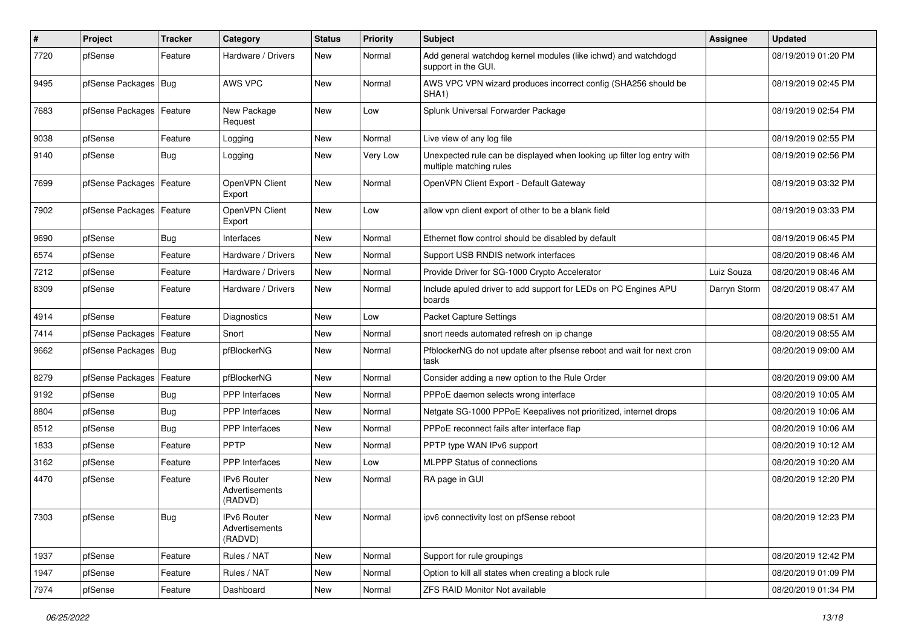| # | Project | Tracker | Category | Status | Priority | Subject | Assignee | Updated |
|---|---|---|---|---|---|---|---|---|
| 7720 | pfSense | Feature | Hardware / Drivers | New | Normal | Add general watchdog kernel modules (like ichwd) and watchdogd support in the GUI. | | 08/19/2019 01:20 PM |
| 9495 | pfSense Packages | Bug | AWS VPC | New | Normal | AWS VPC VPN wizard produces incorrect config (SHA256 should be SHA1) | | 08/19/2019 02:45 PM |
| 7683 | pfSense Packages | Feature | New Package Request | New | Low | Splunk Universal Forwarder Package | | 08/19/2019 02:54 PM |
| 9038 | pfSense | Feature | Logging | New | Normal | Live view of any log file | | 08/19/2019 02:55 PM |
| 9140 | pfSense | Bug | Logging | New | Very Low | Unexpected rule can be displayed when looking up filter log entry with multiple matching rules | | 08/19/2019 02:56 PM |
| 7699 | pfSense Packages | Feature | OpenVPN Client Export | New | Normal | OpenVPN Client Export - Default Gateway | | 08/19/2019 03:32 PM |
| 7902 | pfSense Packages | Feature | OpenVPN Client Export | New | Low | allow vpn client export of other to be a blank field | | 08/19/2019 03:33 PM |
| 9690 | pfSense | Bug | Interfaces | New | Normal | Ethernet flow control should be disabled by default | | 08/19/2019 06:45 PM |
| 6574 | pfSense | Feature | Hardware / Drivers | New | Normal | Support USB RNDIS network interfaces | | 08/20/2019 08:46 AM |
| 7212 | pfSense | Feature | Hardware / Drivers | New | Normal | Provide Driver for SG-1000 Crypto Accelerator | Luiz Souza | 08/20/2019 08:46 AM |
| 8309 | pfSense | Feature | Hardware / Drivers | New | Normal | Include apuled driver to add support for LEDs on PC Engines APU boards | Darryn Storm | 08/20/2019 08:47 AM |
| 4914 | pfSense | Feature | Diagnostics | New | Low | Packet Capture Settings | | 08/20/2019 08:51 AM |
| 7414 | pfSense Packages | Feature | Snort | New | Normal | snort needs automated refresh on ip change | | 08/20/2019 08:55 AM |
| 9662 | pfSense Packages | Bug | pfBlockerNG | New | Normal | PfblockerNG do not update after pfsense reboot and wait for next cron task | | 08/20/2019 09:00 AM |
| 8279 | pfSense Packages | Feature | pfBlockerNG | New | Normal | Consider adding a new option to the Rule Order | | 08/20/2019 09:00 AM |
| 9192 | pfSense | Bug | PPP Interfaces | New | Normal | PPPoE daemon selects wrong interface | | 08/20/2019 10:05 AM |
| 8804 | pfSense | Bug | PPP Interfaces | New | Normal | Netgate SG-1000 PPPoE Keepalives not prioritized, internet drops | | 08/20/2019 10:06 AM |
| 8512 | pfSense | Bug | PPP Interfaces | New | Normal | PPPoE reconnect fails after interface flap | | 08/20/2019 10:06 AM |
| 1833 | pfSense | Feature | PPTP | New | Normal | PPTP type WAN IPv6 support | | 08/20/2019 10:12 AM |
| 3162 | pfSense | Feature | PPP Interfaces | New | Low | MLPPP Status of connections | | 08/20/2019 10:20 AM |
| 4470 | pfSense | Feature | IPv6 Router Advertisements (RADVD) | New | Normal | RA page in GUI | | 08/20/2019 12:20 PM |
| 7303 | pfSense | Bug | IPv6 Router Advertisements (RADVD) | New | Normal | ipv6 connectivity lost on pfSense reboot | | 08/20/2019 12:23 PM |
| 1937 | pfSense | Feature | Rules / NAT | New | Normal | Support for rule groupings | | 08/20/2019 12:42 PM |
| 1947 | pfSense | Feature | Rules / NAT | New | Normal | Option to kill all states when creating a block rule | | 08/20/2019 01:09 PM |
| 7974 | pfSense | Feature | Dashboard | New | Normal | ZFS RAID Monitor Not available | | 08/20/2019 01:34 PM |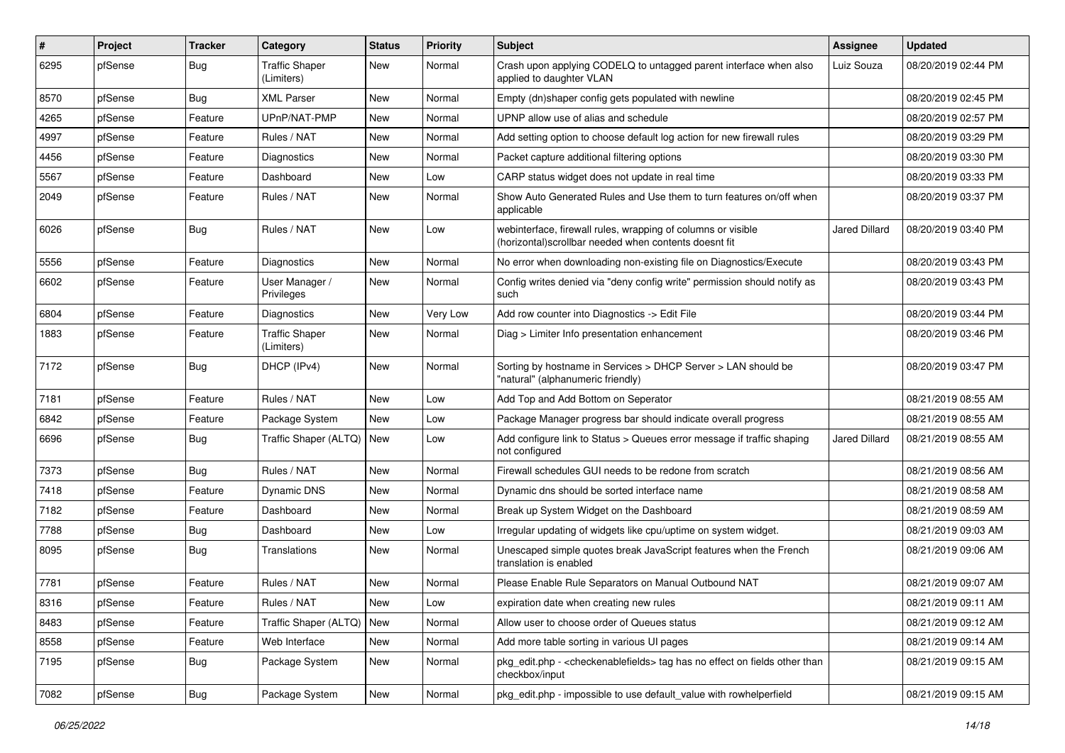| # | Project | Tracker | Category | Status | Priority | Subject | Assignee | Updated |
|---|---|---|---|---|---|---|---|---|
| 6295 | pfSense | Bug | Traffic Shaper (Limiters) | New | Normal | Crash upon applying CODELQ to untagged parent interface when also applied to daughter VLAN | Luiz Souza | 08/20/2019 02:44 PM |
| 8570 | pfSense | Bug | XML Parser | New | Normal | Empty (dn)shaper config gets populated with newline | | 08/20/2019 02:45 PM |
| 4265 | pfSense | Feature | UPnP/NAT-PMP | New | Normal | UPNP allow use of alias and schedule | | 08/20/2019 02:57 PM |
| 4997 | pfSense | Feature | Rules / NAT | New | Normal | Add setting option to choose default log action for new firewall rules | | 08/20/2019 03:29 PM |
| 4456 | pfSense | Feature | Diagnostics | New | Normal | Packet capture additional filtering options | | 08/20/2019 03:30 PM |
| 5567 | pfSense | Feature | Dashboard | New | Low | CARP status widget does not update in real time | | 08/20/2019 03:33 PM |
| 2049 | pfSense | Feature | Rules / NAT | New | Normal | Show Auto Generated Rules and Use them to turn features on/off when applicable | | 08/20/2019 03:37 PM |
| 6026 | pfSense | Bug | Rules / NAT | New | Low | webinterface, firewall rules, wrapping of columns or visible (horizontal)scrollbar needed when contents doesnt fit | Jared Dillard | 08/20/2019 03:40 PM |
| 5556 | pfSense | Feature | Diagnostics | New | Normal | No error when downloading non-existing file on Diagnostics/Execute | | 08/20/2019 03:43 PM |
| 6602 | pfSense | Feature | User Manager / Privileges | New | Normal | Config writes denied via "deny config write" permission should notify as such | | 08/20/2019 03:43 PM |
| 6804 | pfSense | Feature | Diagnostics | New | Very Low | Add row counter into Diagnostics -> Edit File | | 08/20/2019 03:44 PM |
| 1883 | pfSense | Feature | Traffic Shaper (Limiters) | New | Normal | Diag > Limiter Info presentation enhancement | | 08/20/2019 03:46 PM |
| 7172 | pfSense | Bug | DHCP (IPv4) | New | Normal | Sorting by hostname in Services > DHCP Server > LAN should be "natural" (alphanumeric friendly) | | 08/20/2019 03:47 PM |
| 7181 | pfSense | Feature | Rules / NAT | New | Low | Add Top and Add Bottom on Seperator | | 08/21/2019 08:55 AM |
| 6842 | pfSense | Feature | Package System | New | Low | Package Manager progress bar should indicate overall progress | | 08/21/2019 08:55 AM |
| 6696 | pfSense | Bug | Traffic Shaper (ALTQ) | New | Low | Add configure link to Status > Queues error message if traffic shaping not configured | Jared Dillard | 08/21/2019 08:55 AM |
| 7373 | pfSense | Bug | Rules / NAT | New | Normal | Firewall schedules GUI needs to be redone from scratch | | 08/21/2019 08:56 AM |
| 7418 | pfSense | Feature | Dynamic DNS | New | Normal | Dynamic dns should be sorted interface name | | 08/21/2019 08:58 AM |
| 7182 | pfSense | Feature | Dashboard | New | Normal | Break up System Widget on the Dashboard | | 08/21/2019 08:59 AM |
| 7788 | pfSense | Bug | Dashboard | New | Low | Irregular updating of widgets like cpu/uptime on system widget. | | 08/21/2019 09:03 AM |
| 8095 | pfSense | Bug | Translations | New | Normal | Unescaped simple quotes break JavaScript features when the French translation is enabled | | 08/21/2019 09:06 AM |
| 7781 | pfSense | Feature | Rules / NAT | New | Normal | Please Enable Rule Separators on Manual Outbound NAT | | 08/21/2019 09:07 AM |
| 8316 | pfSense | Feature | Rules / NAT | New | Low | expiration date when creating new rules | | 08/21/2019 09:11 AM |
| 8483 | pfSense | Feature | Traffic Shaper (ALTQ) | New | Normal | Allow user to choose order of Queues status | | 08/21/2019 09:12 AM |
| 8558 | pfSense | Feature | Web Interface | New | Normal | Add more table sorting in various UI pages | | 08/21/2019 09:14 AM |
| 7195 | pfSense | Bug | Package System | New | Normal | pkg_edit.php - <checkenablefields> tag has no effect on fields other than checkbox/input | | 08/21/2019 09:15 AM |
| 7082 | pfSense | Bug | Package System | New | Normal | pkg_edit.php - impossible to use default_value with rowhelperfield | | 08/21/2019 09:15 AM |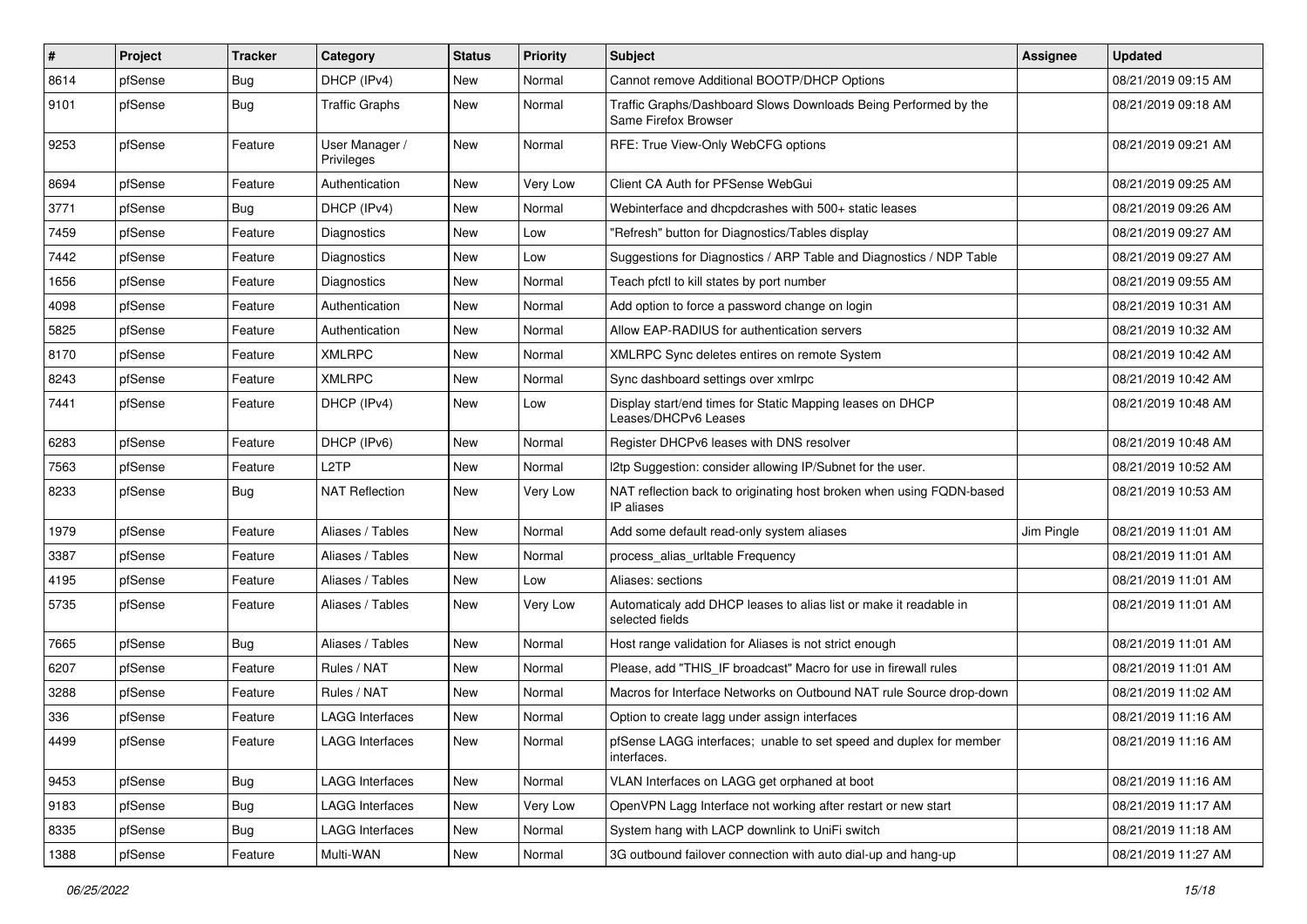| # | Project | Tracker | Category | Status | Priority | Subject | Assignee | Updated |
|---|---|---|---|---|---|---|---|---|
| 8614 | pfSense | Bug | DHCP (IPv4) | New | Normal | Cannot remove Additional BOOTP/DHCP Options | | 08/21/2019 09:15 AM |
| 9101 | pfSense | Bug | Traffic Graphs | New | Normal | Traffic Graphs/Dashboard Slows Downloads Being Performed by the Same Firefox Browser | | 08/21/2019 09:18 AM |
| 9253 | pfSense | Feature | User Manager / Privileges | New | Normal | RFE: True View-Only WebCFG options | | 08/21/2019 09:21 AM |
| 8694 | pfSense | Feature | Authentication | New | Very Low | Client CA Auth for PFSense WebGui | | 08/21/2019 09:25 AM |
| 3771 | pfSense | Bug | DHCP (IPv4) | New | Normal | Webinterface and dhcpdcrashes with 500+ static leases | | 08/21/2019 09:26 AM |
| 7459 | pfSense | Feature | Diagnostics | New | Low | "Refresh" button for Diagnostics/Tables display | | 08/21/2019 09:27 AM |
| 7442 | pfSense | Feature | Diagnostics | New | Low | Suggestions for Diagnostics / ARP Table and Diagnostics / NDP Table | | 08/21/2019 09:27 AM |
| 1656 | pfSense | Feature | Diagnostics | New | Normal | Teach pfctl to kill states by port number | | 08/21/2019 09:55 AM |
| 4098 | pfSense | Feature | Authentication | New | Normal | Add option to force a password change on login | | 08/21/2019 10:31 AM |
| 5825 | pfSense | Feature | Authentication | New | Normal | Allow EAP-RADIUS for authentication servers | | 08/21/2019 10:32 AM |
| 8170 | pfSense | Feature | XMLRPC | New | Normal | XMLRPC Sync deletes entires on remote System | | 08/21/2019 10:42 AM |
| 8243 | pfSense | Feature | XMLRPC | New | Normal | Sync dashboard settings over xmlrpc | | 08/21/2019 10:42 AM |
| 7441 | pfSense | Feature | DHCP (IPv4) | New | Low | Display start/end times for Static Mapping leases on DHCP Leases/DHCPv6 Leases | | 08/21/2019 10:48 AM |
| 6283 | pfSense | Feature | DHCP (IPv6) | New | Normal | Register DHCPv6 leases with DNS resolver | | 08/21/2019 10:48 AM |
| 7563 | pfSense | Feature | L2TP | New | Normal | l2tp Suggestion: consider allowing IP/Subnet for the user. | | 08/21/2019 10:52 AM |
| 8233 | pfSense | Bug | NAT Reflection | New | Very Low | NAT reflection back to originating host broken when using FQDN-based IP aliases | | 08/21/2019 10:53 AM |
| 1979 | pfSense | Feature | Aliases / Tables | New | Normal | Add some default read-only system aliases | Jim Pingle | 08/21/2019 11:01 AM |
| 3387 | pfSense | Feature | Aliases / Tables | New | Normal | process_alias_urltable Frequency | | 08/21/2019 11:01 AM |
| 4195 | pfSense | Feature | Aliases / Tables | New | Low | Aliases: sections | | 08/21/2019 11:01 AM |
| 5735 | pfSense | Feature | Aliases / Tables | New | Very Low | Automaticaly add DHCP leases to alias list or make it readable in selected fields | | 08/21/2019 11:01 AM |
| 7665 | pfSense | Bug | Aliases / Tables | New | Normal | Host range validation for Aliases is not strict enough | | 08/21/2019 11:01 AM |
| 6207 | pfSense | Feature | Rules / NAT | New | Normal | Please, add "THIS_IF broadcast" Macro for use in firewall rules | | 08/21/2019 11:01 AM |
| 3288 | pfSense | Feature | Rules / NAT | New | Normal | Macros for Interface Networks on Outbound NAT rule Source drop-down | | 08/21/2019 11:02 AM |
| 336 | pfSense | Feature | LAGG Interfaces | New | Normal | Option to create lagg under assign interfaces | | 08/21/2019 11:16 AM |
| 4499 | pfSense | Feature | LAGG Interfaces | New | Normal | pfSense LAGG interfaces; unable to set speed and duplex for member interfaces. | | 08/21/2019 11:16 AM |
| 9453 | pfSense | Bug | LAGG Interfaces | New | Normal | VLAN Interfaces on LAGG get orphaned at boot | | 08/21/2019 11:16 AM |
| 9183 | pfSense | Bug | LAGG Interfaces | New | Very Low | OpenVPN Lagg Interface not working after restart or new start | | 08/21/2019 11:17 AM |
| 8335 | pfSense | Bug | LAGG Interfaces | New | Normal | System hang with LACP downlink to UniFi switch | | 08/21/2019 11:18 AM |
| 1388 | pfSense | Feature | Multi-WAN | New | Normal | 3G outbound failover connection with auto dial-up and hang-up | | 08/21/2019 11:27 AM |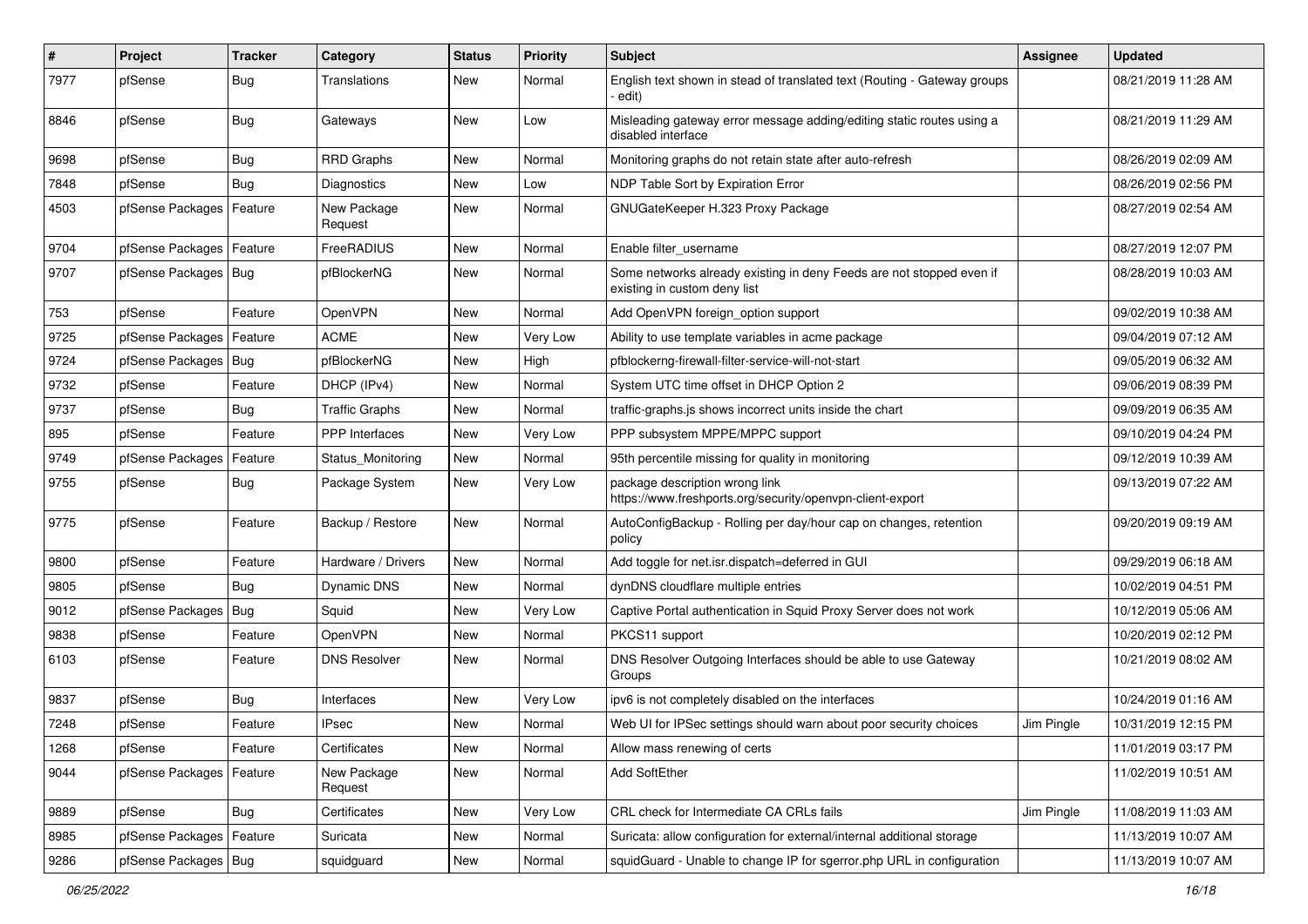| # | Project | Tracker | Category | Status | Priority | Subject | Assignee | Updated |
|---|---|---|---|---|---|---|---|---|
| 7977 | pfSense | Bug | Translations | New | Normal | English text shown in stead of translated text (Routing - Gateway groups - edit) | | 08/21/2019 11:28 AM |
| 8846 | pfSense | Bug | Gateways | New | Low | Misleading gateway error message adding/editing static routes using a disabled interface | | 08/21/2019 11:29 AM |
| 9698 | pfSense | Bug | RRD Graphs | New | Normal | Monitoring graphs do not retain state after auto-refresh | | 08/26/2019 02:09 AM |
| 7848 | pfSense | Bug | Diagnostics | New | Low | NDP Table Sort by Expiration Error | | 08/26/2019 02:56 PM |
| 4503 | pfSense Packages | Feature | New Package Request | New | Normal | GNUGateKeeper H.323 Proxy Package | | 08/27/2019 02:54 AM |
| 9704 | pfSense Packages | Feature | FreeRADIUS | New | Normal | Enable filter_username | | 08/27/2019 12:07 PM |
| 9707 | pfSense Packages | Bug | pfBlockerNG | New | Normal | Some networks already existing in deny Feeds are not stopped even if existing in custom deny list | | 08/28/2019 10:03 AM |
| 753 | pfSense | Feature | OpenVPN | New | Normal | Add OpenVPN foreign_option support | | 09/02/2019 10:38 AM |
| 9725 | pfSense Packages | Feature | ACME | New | Very Low | Ability to use template variables in acme package | | 09/04/2019 07:12 AM |
| 9724 | pfSense Packages | Bug | pfBlockerNG | New | High | pfblockerng-firewall-filter-service-will-not-start | | 09/05/2019 06:32 AM |
| 9732 | pfSense | Feature | DHCP (IPv4) | New | Normal | System UTC time offset in DHCP Option 2 | | 09/06/2019 08:39 PM |
| 9737 | pfSense | Bug | Traffic Graphs | New | Normal | traffic-graphs.js shows incorrect units inside the chart | | 09/09/2019 06:35 AM |
| 895 | pfSense | Feature | PPP Interfaces | New | Very Low | PPP subsystem MPPE/MPPC support | | 09/10/2019 04:24 PM |
| 9749 | pfSense Packages | Feature | Status_Monitoring | New | Normal | 95th percentile missing for quality in monitoring | | 09/12/2019 10:39 AM |
| 9755 | pfSense | Bug | Package System | New | Very Low | package description wrong link https://www.freshports.org/security/openvpn-client-export | | 09/13/2019 07:22 AM |
| 9775 | pfSense | Feature | Backup / Restore | New | Normal | AutoConfigBackup - Rolling per day/hour cap on changes, retention policy | | 09/20/2019 09:19 AM |
| 9800 | pfSense | Feature | Hardware / Drivers | New | Normal | Add toggle for net.isr.dispatch=deferred in GUI | | 09/29/2019 06:18 AM |
| 9805 | pfSense | Bug | Dynamic DNS | New | Normal | dynDNS cloudflare multiple entries | | 10/02/2019 04:51 PM |
| 9012 | pfSense Packages | Bug | Squid | New | Very Low | Captive Portal authentication in Squid Proxy Server does not work | | 10/12/2019 05:06 AM |
| 9838 | pfSense | Feature | OpenVPN | New | Normal | PKCS11 support | | 10/20/2019 02:12 PM |
| 6103 | pfSense | Feature | DNS Resolver | New | Normal | DNS Resolver Outgoing Interfaces should be able to use Gateway Groups | | 10/21/2019 08:02 AM |
| 9837 | pfSense | Bug | Interfaces | New | Very Low | ipv6 is not completely disabled on the interfaces | | 10/24/2019 01:16 AM |
| 7248 | pfSense | Feature | IPsec | New | Normal | Web UI for IPSec settings should warn about poor security choices | Jim Pingle | 10/31/2019 12:15 PM |
| 1268 | pfSense | Feature | Certificates | New | Normal | Allow mass renewing of certs | | 11/01/2019 03:17 PM |
| 9044 | pfSense Packages | Feature | New Package Request | New | Normal | Add SoftEther | | 11/02/2019 10:51 AM |
| 9889 | pfSense | Bug | Certificates | New | Very Low | CRL check for Intermediate CA CRLs fails | Jim Pingle | 11/08/2019 11:03 AM |
| 8985 | pfSense Packages | Feature | Suricata | New | Normal | Suricata: allow configuration for external/internal additional storage | | 11/13/2019 10:07 AM |
| 9286 | pfSense Packages | Bug | squidguard | New | Normal | squidGuard - Unable to change IP for sgerror.php URL in configuration | | 11/13/2019 10:07 AM |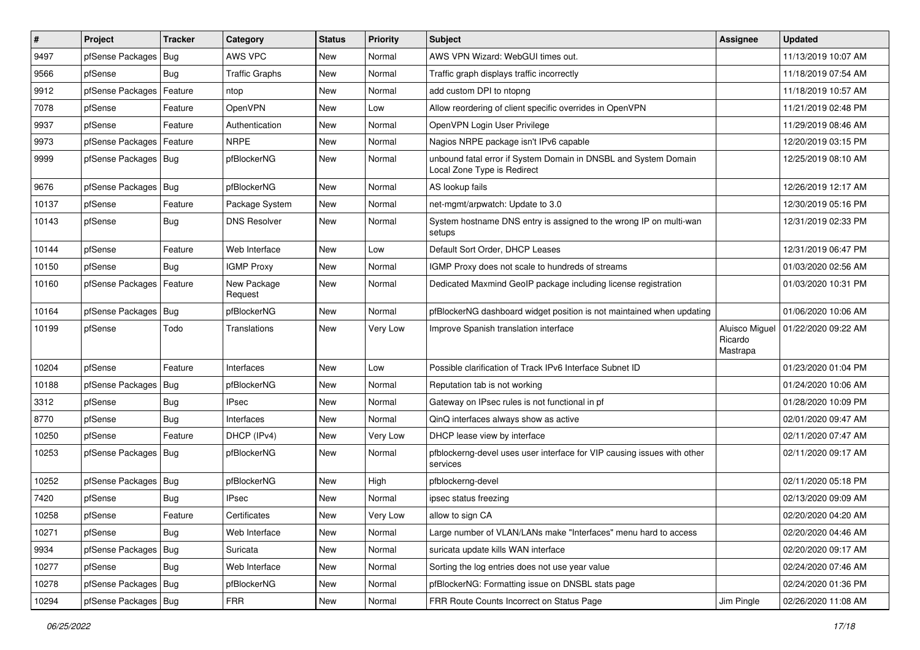| # | Project | Tracker | Category | Status | Priority | Subject | Assignee | Updated |
| --- | --- | --- | --- | --- | --- | --- | --- | --- |
| 9497 | pfSense Packages | Bug | AWS VPC | New | Normal | AWS VPN Wizard: WebGUI times out. | | 11/13/2019 10:07 AM |
| 9566 | pfSense | Bug | Traffic Graphs | New | Normal | Traffic graph displays traffic incorrectly | | 11/18/2019 07:54 AM |
| 9912 | pfSense Packages | Feature | ntop | New | Normal | add custom DPI to ntopng | | 11/18/2019 10:57 AM |
| 7078 | pfSense | Feature | OpenVPN | New | Low | Allow reordering of client specific overrides in OpenVPN | | 11/21/2019 02:48 PM |
| 9937 | pfSense | Feature | Authentication | New | Normal | OpenVPN Login User Privilege | | 11/29/2019 08:46 AM |
| 9973 | pfSense Packages | Feature | NRPE | New | Normal | Nagios NRPE package isn't IPv6 capable | | 12/20/2019 03:15 PM |
| 9999 | pfSense Packages | Bug | pfBlockerNG | New | Normal | unbound fatal error if System Domain in DNSBL and System Domain Local Zone Type is Redirect | | 12/25/2019 08:10 AM |
| 9676 | pfSense Packages | Bug | pfBlockerNG | New | Normal | AS lookup fails | | 12/26/2019 12:17 AM |
| 10137 | pfSense | Feature | Package System | New | Normal | net-mgmt/arpwatch: Update to 3.0 | | 12/30/2019 05:16 PM |
| 10143 | pfSense | Bug | DNS Resolver | New | Normal | System hostname DNS entry is assigned to the wrong IP on multi-wan setups | | 12/31/2019 02:33 PM |
| 10144 | pfSense | Feature | Web Interface | New | Low | Default Sort Order, DHCP Leases | | 12/31/2019 06:47 PM |
| 10150 | pfSense | Bug | IGMP Proxy | New | Normal | IGMP Proxy does not scale to hundreds of streams | | 01/03/2020 02:56 AM |
| 10160 | pfSense Packages | Feature | New Package Request | New | Normal | Dedicated Maxmind GeoIP package including license registration | | 01/03/2020 10:31 PM |
| 10164 | pfSense Packages | Bug | pfBlockerNG | New | Normal | pfBlockerNG dashboard widget position is not maintained when updating | | 01/06/2020 10:06 AM |
| 10199 | pfSense | Todo | Translations | New | Very Low | Improve Spanish translation interface | Aluisco Miguel Ricardo Mastrapa | 01/22/2020 09:22 AM |
| 10204 | pfSense | Feature | Interfaces | New | Low | Possible clarification of Track IPv6 Interface Subnet ID | | 01/23/2020 01:04 PM |
| 10188 | pfSense Packages | Bug | pfBlockerNG | New | Normal | Reputation tab is not working | | 01/24/2020 10:06 AM |
| 3312 | pfSense | Bug | IPsec | New | Normal | Gateway on IPsec rules is not functional in pf | | 01/28/2020 10:09 PM |
| 8770 | pfSense | Bug | Interfaces | New | Normal | QinQ interfaces always show as active | | 02/01/2020 09:47 AM |
| 10250 | pfSense | Feature | DHCP (IPv4) | New | Very Low | DHCP lease view by interface | | 02/11/2020 07:47 AM |
| 10253 | pfSense Packages | Bug | pfBlockerNG | New | Normal | pfblockerng-devel uses user interface for VIP causing issues with other services | | 02/11/2020 09:17 AM |
| 10252 | pfSense Packages | Bug | pfBlockerNG | New | High | pfblockerng-devel | | 02/11/2020 05:18 PM |
| 7420 | pfSense | Bug | IPsec | New | Normal | ipsec status freezing | | 02/13/2020 09:09 AM |
| 10258 | pfSense | Feature | Certificates | New | Very Low | allow to sign CA | | 02/20/2020 04:20 AM |
| 10271 | pfSense | Bug | Web Interface | New | Normal | Large number of VLAN/LANs make "Interfaces" menu hard to access | | 02/20/2020 04:46 AM |
| 9934 | pfSense Packages | Bug | Suricata | New | Normal | suricata update kills WAN interface | | 02/20/2020 09:17 AM |
| 10277 | pfSense | Bug | Web Interface | New | Normal | Sorting the log entries does not use year value | | 02/24/2020 07:46 AM |
| 10278 | pfSense Packages | Bug | pfBlockerNG | New | Normal | pfBlockerNG: Formatting issue on DNSBL stats page | | 02/24/2020 01:36 PM |
| 10294 | pfSense Packages | Bug | FRR | New | Normal | FRR Route Counts Incorrect on Status Page | Jim Pingle | 02/26/2020 11:08 AM |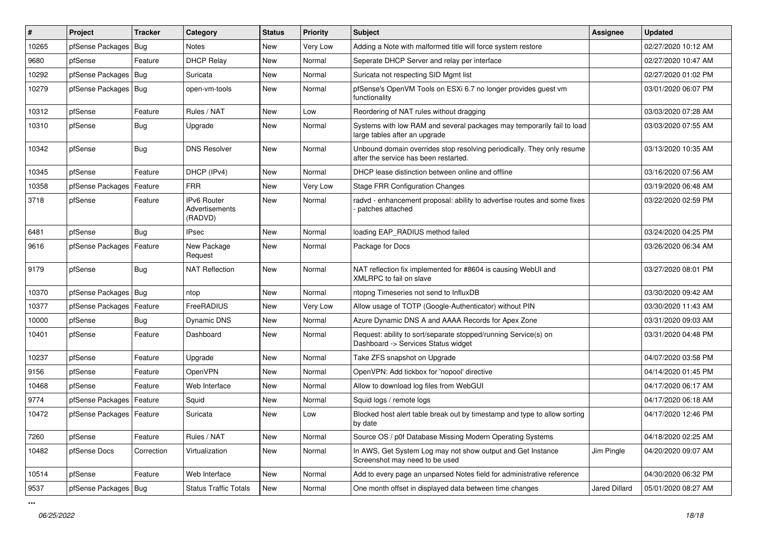| # | Project | Tracker | Category | Status | Priority | Subject | Assignee | Updated |
|---|---|---|---|---|---|---|---|---|
| 10265 | pfSense Packages | Bug | Notes | New | Very Low | Adding a Note with malformed title will force system restore | | 02/27/2020 10:12 AM |
| 9680 | pfSense | Feature | DHCP Relay | New | Normal | Seperate DHCP Server and relay per interface | | 02/27/2020 10:47 AM |
| 10292 | pfSense Packages | Bug | Suricata | New | Normal | Suricata not respecting SID Mgmt list | | 02/27/2020 01:02 PM |
| 10279 | pfSense Packages | Bug | open-vm-tools | New | Normal | pfSense's OpenVM Tools on ESXi 6.7 no longer provides guest vm functionality | | 03/01/2020 06:07 PM |
| 10312 | pfSense | Feature | Rules / NAT | New | Low | Reordering of NAT rules without dragging | | 03/03/2020 07:28 AM |
| 10310 | pfSense | Bug | Upgrade | New | Normal | Systems with low RAM and several packages may temporarily fail to load large tables after an upgrade | | 03/03/2020 07:55 AM |
| 10342 | pfSense | Bug | DNS Resolver | New | Normal | Unbound domain overrides stop resolving periodically. They only resume after the service has been restarted. | | 03/13/2020 10:35 AM |
| 10345 | pfSense | Feature | DHCP (IPv4) | New | Normal | DHCP lease distinction between online and offline | | 03/16/2020 07:56 AM |
| 10358 | pfSense Packages | Feature | FRR | New | Very Low | Stage FRR Configuration Changes | | 03/19/2020 06:48 AM |
| 3718 | pfSense | Feature | IPv6 Router Advertisements (RADVD) | New | Normal | radvd - enhancement proposal: ability to advertise routes and some fixes - patches attached | | 03/22/2020 02:59 PM |
| 6481 | pfSense | Bug | IPsec | New | Normal | loading EAP_RADIUS method failed | | 03/24/2020 04:25 PM |
| 9616 | pfSense Packages | Feature | New Package Request | New | Normal | Package for Docs | | 03/26/2020 06:34 AM |
| 9179 | pfSense | Bug | NAT Reflection | New | Normal | NAT reflection fix implemented for #8604 is causing WebUI and XMLRPC to fail on slave | | 03/27/2020 08:01 PM |
| 10370 | pfSense Packages | Bug | ntop | New | Normal | ntopng Timeseries not send to InfluxDB | | 03/30/2020 09:42 AM |
| 10377 | pfSense Packages | Feature | FreeRADIUS | New | Very Low | Allow usage of TOTP (Google-Authenticator) without PIN | | 03/30/2020 11:43 AM |
| 10000 | pfSense | Bug | Dynamic DNS | New | Normal | Azure Dynamic DNS A and AAAA Records for Apex Zone | | 03/31/2020 09:03 AM |
| 10401 | pfSense | Feature | Dashboard | New | Normal | Request: ability to sort/separate stopped/running Service(s) on Dashboard -> Services Status widget | | 03/31/2020 04:48 PM |
| 10237 | pfSense | Feature | Upgrade | New | Normal | Take ZFS snapshot on Upgrade | | 04/07/2020 03:58 PM |
| 9156 | pfSense | Feature | OpenVPN | New | Normal | OpenVPN: Add tickbox for 'nopool' directive | | 04/14/2020 01:45 PM |
| 10468 | pfSense | Feature | Web Interface | New | Normal | Allow to download log files from WebGUI | | 04/17/2020 06:17 AM |
| 9774 | pfSense Packages | Feature | Squid | New | Normal | Squid logs / remote logs | | 04/17/2020 06:18 AM |
| 10472 | pfSense Packages | Feature | Suricata | New | Low | Blocked host alert table break out by timestamp and type to allow sorting by date | | 04/17/2020 12:46 PM |
| 7260 | pfSense | Feature | Rules / NAT | New | Normal | Source OS / p0f Database Missing Modern Operating Systems | | 04/18/2020 02:25 AM |
| 10482 | pfSense Docs | Correction | Virtualization | New | Normal | In AWS, Get System Log may not show output and Get Instance Screenshot may need to be used | Jim Pingle | 04/20/2020 09:07 AM |
| 10514 | pfSense | Feature | Web Interface | New | Normal | Add to every page an unparsed Notes field for administrative reference | | 04/30/2020 06:32 PM |
| 9537 | pfSense Packages | Bug | Status Traffic Totals | New | Normal | One month offset in displayed data between time changes | Jared Dillard | 05/01/2020 08:27 AM |

...